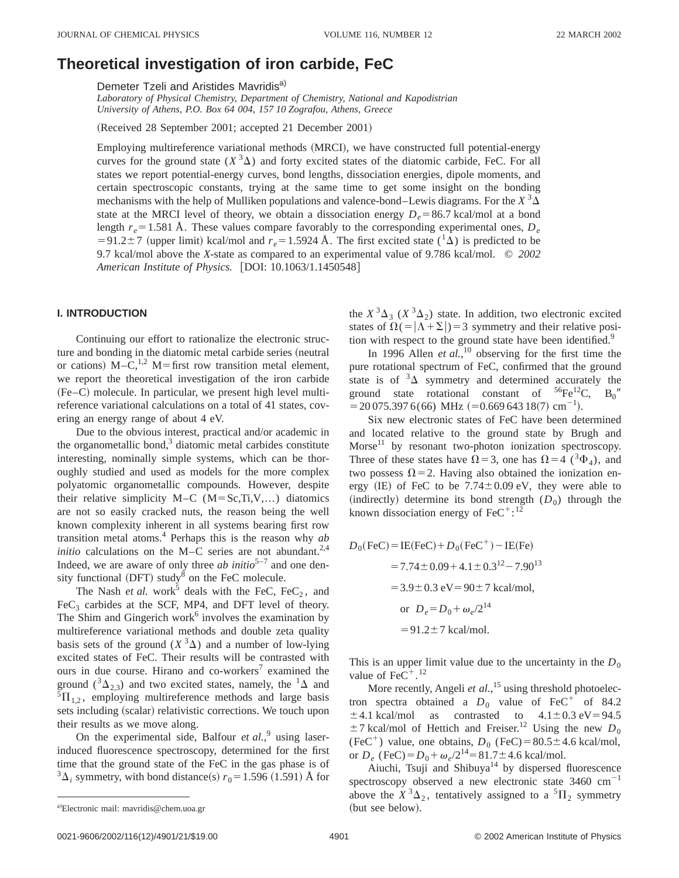# Theoretical investigation of iron carbide, FeC

Demeter Tzeli and Aristides Mavridis[a)]

*Laboratory of Physical Chemistry, Department of Chemistry, National and Kapodistrian University of Athens, P.O. Box 64 004, 157 10 Zografou, Athens, Greece*

(Received 28 September 2001; accepted 21 December 2001)

Employing multireference variational methods (MRCI), we have constructed full potential-energy curves for the ground state ($X\,^3\Delta$) and forty excited states of the diatomic carbide, FeC. For all states we report potential-energy curves, bond lengths, dissociation energies, dipole moments, and certain spectroscopic constants, trying at the same time to get some insight on the bonding mechanisms with the help of Mulliken populations and valence-bond–Lewis diagrams. For the $X\,^3\Delta$ state at the MRCI level of theory, we obtain a dissociation energy $D_e = 86.7$ kcal/mol at a bond length $r_e = 1.581$ Å. These values compare favorably to the corresponding experimental ones, $D_e = 91.2 \pm 7$ (upper limit) kcal/mol and $r_e = 1.5924$ Å. The first excited state ($^1\Delta$) is predicted to be 9.7 kcal/mol above the $X$-state as compared to an experimental value of 9.786 kcal/mol. © *2002 American Institute of Physics.* [DOI: 10.1063/1.1450548]

## I. INTRODUCTION

Continuing our effort to rationalize the electronic structure and bonding in the diatomic metal carbide series (neutral or cations) M–C,[1,2] M = first row transition metal element, we report the theoretical investigation of the iron carbide (Fe–C) molecule. In particular, we present high level multireference variational calculations on a total of 41 states, covering an energy range of about 4 eV.

Due to the obvious interest, practical and/or academic in the organometallic bond,[3] diatomic metal carbides constitute interesting, nominally simple systems, which can be thoroughly studied and used as models for the more complex polyatomic organometallic compounds. However, despite their relative simplicity M–C (M = Sc,Ti,V,...) diatomics are not so easily cracked nuts, the reason being the well known complexity inherent in all systems bearing first row transition metal atoms.[4] Perhaps this is the reason why *ab initio* calculations on the M–C series are not abundant.[2,4] Indeed, we are aware of only three *ab initio*[5–7] and one density functional (DFT) study[8] on the FeC molecule.

The Nash *et al.* work[5] deals with the FeC, $FeC_2$, and $FeC_3$ carbides at the SCF, MP4, and DFT level of theory. The Shim and Gingerich work[6] involves the examination by multireference variational methods and double zeta quality basis sets of the ground ($X\,^3\Delta$) and a number of low-lying excited states of FeC. Their results will be contrasted with ours in due course. Hirano and co-workers[7] examined the ground ($^3\Delta_{2,3}$) and two excited states, namely, the $^1\Delta$ and $^5\Pi_{1,2}$, employing multireference methods and large basis sets including (scalar) relativistic corrections. We touch upon their results as we move along.

On the experimental side, Balfour *et al.*,[9] using laser-induced fluorescence spectroscopy, determined for the first time that the ground state of the FeC in the gas phase is of $^3\Delta_i$ symmetry, with bond distance(s) $r_0 = 1.596$ (1.591) Å for the $X\,^3\Delta_3$ ($X\,^3\Delta_2$) state. In addition, two electronic excited states of $\Omega(=|\Lambda+\Sigma|)=3$ symmetry and their relative position with respect to the ground state have been identified.[9]

In 1996 Allen *et al.*,[10] observing for the first time the pure rotational spectrum of FeC, confirmed that the ground state is of $^3\Delta$ symmetry and determined accurately the ground state rotational constant of $^{56}$Fe$^{12}$C, $B_0'' = 20\,075.397\,6(66)$ MHz ($=0.669\,643\,18(7)$ cm$^{-1}$).

Six new electronic states of FeC have been determined and located relative to the ground state by Brugh and Morse[11] by resonant two-photon ionization spectroscopy. Three of these states have $\Omega=3$, one has $\Omega=4$ ($^3\Phi_4$), and two possess $\Omega=2$. Having also obtained the ionization energy (IE) of FeC to be $7.74 \pm 0.09$ eV, they were able to (indirectly) determine its bond strength ($D_0$) through the known dissociation energy of FeC$^+$:[12]

$$
\begin{aligned}
D_0(\mathrm{FeC}) &= \mathrm{IE(FeC)} + D_0(\mathrm{FeC}^+) - \mathrm{IE(Fe)} \\
&= 7.74 \pm 0.09 + 4.1 \pm 0.3^{12} - 7.90^{13} \\
&= 3.9 \pm 0.3 \text{ eV} = 90 \pm 7 \text{ kcal/mol}, \\
&\text{or } D_e = D_0 + \omega_e/2^{14} \\
&= 91.2 \pm 7 \text{ kcal/mol}.
\end{aligned}
$$

This is an upper limit value due to the uncertainty in the $D_0$ value of FeC$^+$.[12]

More recently, Angeli *et al.*,[15] using threshold photoelectron spectra obtained a $D_0$ value of FeC$^+$ of $84.2 \pm 4.1$ kcal/mol as contrasted to $4.1 \pm 0.3$ eV $= 94.5 \pm 7$ kcal/mol of Hettich and Freiser.[12] Using the new $D_0$ (FeC$^+$) value, one obtains, $D_0$ (FeC) $= 80.5 \pm 4.6$ kcal/mol, or $D_e$ (FeC) $= D_0 + \omega_e/2^{14} = 81.7 \pm 4.6$ kcal/mol.

Aiuchi, Tsuji and Shibuya[14] by dispersed fluorescence spectroscopy observed a new electronic state 3460 cm$^{-1}$ above the $X\,^3\Delta_2$, tentatively assigned to a $^5\Pi_2$ symmetry (but see below).

---

[a)] Electronic mail: mavridis@chem.uoa.gr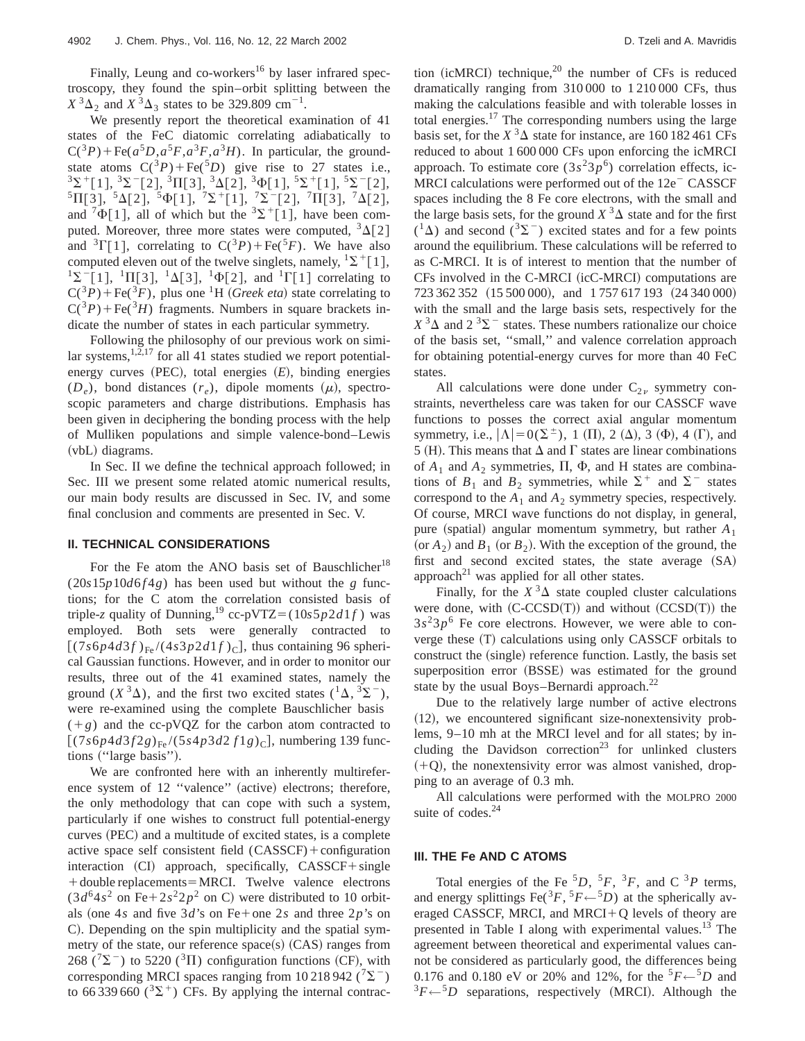Finally, Leung and co-workers[16] by laser infrared spectroscopy, they found the spin–orbit splitting between the $X\,^3\Delta_2$ and $X\,^3\Delta_3$ states to be 329.809 cm$^{-1}$.

We presently report the theoretical examination of 41 states of the FeC diatomic correlating adiabatically to $C(^3P)+Fe(a^5D, a^5F, a^3F, a^3H)$. In particular, the ground-state atoms $C(^3P)+Fe(^5D)$ give rise to 27 states i.e., $^3\Sigma^+[1]$, $^3\Sigma^-[2]$, $^3\Pi[3]$, $^3\Delta[2]$, $^3\Phi[1]$, $^5\Sigma^+[1]$, $^5\Sigma^-[2]$, $^5\Pi[3]$, $^5\Delta[2]$, $^5\Phi[1]$, $^7\Sigma^+[1]$, $^7\Sigma^-[2]$, $^7\Pi[3]$, $^7\Delta[2]$, and $^7\Phi[1]$, all of which but the $^3\Sigma^+[1]$, have been computed. Moreover, three more states were computed, $^3\Delta[2]$ and $^3\Gamma[1]$, correlating to $C(^3P)+Fe(^5F)$. We have also computed eleven out of the twelve singlets, namely, $^1\Sigma^+[1]$, $^1\Sigma^-[1]$, $^1\Pi[3]$, $^1\Delta[3]$, $^1\Phi[2]$, and $^1\Gamma[1]$ correlating to $C(^3P)+Fe(^3F)$, plus one $^1$H (*Greek eta*) state correlating to $C(^3P)+Fe(^3H)$ fragments. Numbers in square brackets indicate the number of states in each particular symmetry.

Following the philosophy of our previous work on similar systems,[1,2,17] for all 41 states studied we report potential-energy curves (PEC), total energies ($E$), binding energies ($D_e$), bond distances ($r_e$), dipole moments ($\mu$), spectroscopic parameters and charge distributions. Emphasis has been given in deciphering the bonding process with the help of Mulliken populations and simple valence-bond–Lewis (vbL) diagrams.

In Sec. II we define the technical approach followed; in Sec. III we present some related atomic numerical results, our main body results are discussed in Sec. IV, and some final conclusion and comments are presented in Sec. V.

## II. TECHNICAL CONSIDERATIONS

For the Fe atom the ANO basis set of Bauschlicher[18] $(20s15p10d6f4g)$ has been used but without the $g$ functions; for the C atom the correlation consisted basis of triple-z quality of Dunning,[19] cc-pVTZ=$(10s5p2d1f)$ was employed. Both sets were generally contracted to $[(7s6p4d3f)_{Fe}/(4s3p2d1f)_C]$, thus containing 96 spherical Gaussian functions. However, and in order to monitor our results, three out of the 41 examined states, namely the ground ($X\,^3\Delta$), and the first two excited states ($^1\Delta$, $^3\Sigma^-$), were re-examined using the complete Bauschlicher basis ($+g$) and the cc-pVQZ for the carbon atom contracted to $[(7s6p4d3f2g)_{Fe}/(5s4p3d2f1g)_C]$, numbering 139 functions ("large basis").

We are confronted here with an inherently multireference system of 12 "valence" (active) electrons; therefore, the only methodology that can cope with such a system, particularly if one wishes to construct full potential-energy curves (PEC) and a multitude of excited states, is a complete active space self consistent field (CASSCF)+configuration interaction (CI) approach, specifically, CASSCF+single+double replacements=MRCI. Twelve valence electrons ($3d^64s^2$ on Fe+$2s^22p^2$ on C) were distributed to 10 orbitals (one 4$s$ and five 3$d$'s on Fe+one 2$s$ and three 2$p$'s on C). Depending on the spin multiplicity and the spatial symmetry of the state, our reference space(s) (CAS) ranges from 268 ($^7\Sigma^-$) to 5220 ($^3\Pi$) configuration functions (CF), with corresponding MRCI spaces ranging from 10 218 942 ($^7\Sigma^-$) to 66 339 660 ($^3\Sigma^+$) CFs. By applying the internal contraction (icMRCI) technique,[20] the number of CFs is reduced dramatically ranging from 310 000 to 1 210 000 CFs, thus making the calculations feasible and with tolerable losses in total energies.[17] The corresponding numbers using the large basis set, for the $X\,^3\Delta$ state for instance, are 160 182 461 CFs reduced to about 1 600 000 CFs upon enforcing the icMRCI approach. To estimate core ($3s^23p^6$) correlation effects, icMRCI calculations were performed out of the 12e$^-$ CASSCF spaces including the 8 Fe core electrons, with the small and the large basis sets, for the ground $X\,^3\Delta$ state and for the first ($^1\Delta$) and second ($^3\Sigma^-$) excited states and for a few points around the equilibrium. These calculations will be referred to as C-MRCI. It is of interest to mention that the number of CFs involved in the C-MRCI (icC-MRCI) computations are 723 362 352 (15 500 000), and 1 757 617 193 (24 340 000) with the small and the large basis sets, respectively for the $X\,^3\Delta$ and 2 $^3\Sigma^-$ states. These numbers rationalize our choice of the basis set, "small," and valence correlation approach for obtaining potential-energy curves for more than 40 FeC states.

All calculations were done under $C_{2v}$ symmetry constraints, nevertheless care was taken for our CASSCF wave functions to posses the correct axial angular momentum symmetry, i.e., $|\Lambda|=0(\Sigma^\pm)$, 1 ($\Pi$), 2 ($\Delta$), 3 ($\Phi$), 4 ($\Gamma$), and 5 (H). This means that $\Delta$ and $\Gamma$ states are linear combinations of $A_1$ and $A_2$ symmetries, $\Pi$, $\Phi$, and H states are combinations of $B_1$ and $B_2$ symmetries, while $\Sigma^+$ and $\Sigma^-$ states correspond to the $A_1$ and $A_2$ symmetry species, respectively. Of course, MRCI wave functions do not display, in general, pure (spatial) angular momentum symmetry, but rather $A_1$ (or $A_2$) and $B_1$ (or $B_2$). With the exception of the ground, the first and second excited states, the state average (SA) approach[21] was applied for all other states.

Finally, for the $X\,^3\Delta$ state coupled cluster calculations were done, with (C-CCSD(T)) and without (CCSD(T)) the $3s^23p^6$ Fe core electrons. However, we were able to converge these (T) calculations using only CASSCF orbitals to construct the (single) reference function. Lastly, the basis set superposition error (BSSE) was estimated for the ground state by the usual Boys–Bernardi approach.[22]

Due to the relatively large number of active electrons (12), we encountered significant size-nonextensivity problems, 9–10 mh at the MRCI level and for all states; by including the Davidson correction[23] for unlinked clusters (+Q), the nonextensivity error was almost vanished, dropping to an average of 0.3 mh.

All calculations were performed with the MOLPRO 2000 suite of codes.[24]

## III. THE Fe AND C ATOMS

Total energies of the Fe $^5D$, $^5F$, $^3F$, and C $^3P$ terms, and energy splittings $Fe(^3F, {}^5F\leftarrow{}^5D)$ at the spherically averaged CASSCF, MRCI, and MRCI+Q levels of theory are presented in Table I along with experimental values.[13] The agreement between theoretical and experimental values cannot be considered as particularly good, the differences being 0.176 and 0.180 eV or 20% and 12%, for the $^5F\leftarrow{}^5D$ and $^3F\leftarrow{}^5D$ separations, respectively (MRCI). Although the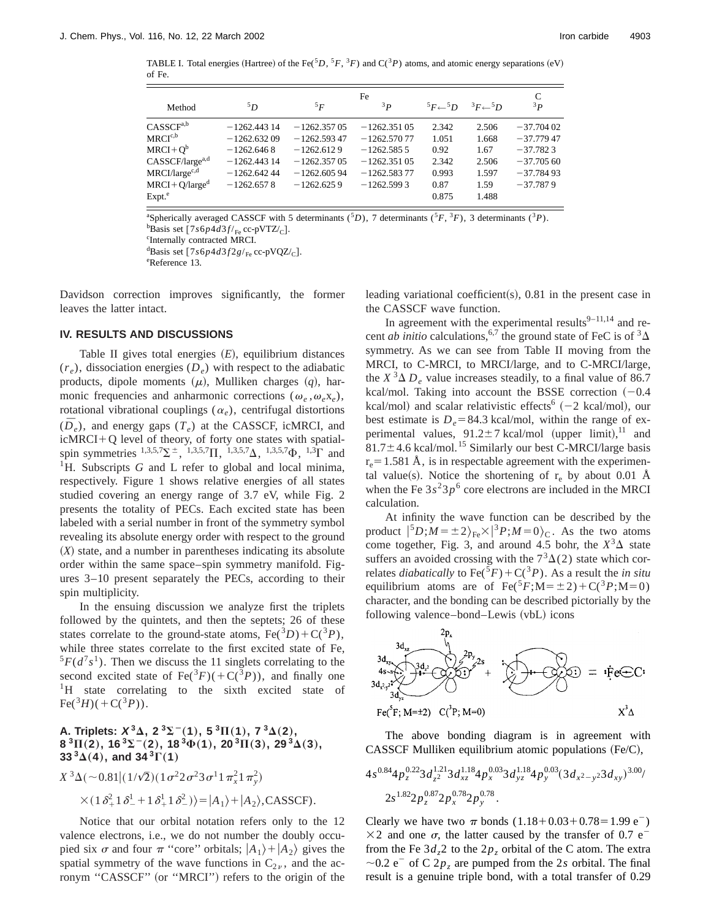TABLE I. Total energies (Hartree) of the Fe($^5D$, $^5F$, $^3F$) and C($^3P$) atoms, and atomic energy separations (eV) of Fe.

| Method | Fe | | | | | C |
|---|---|---|---|---|---|---|
| | $^5D$ | $^5F$ | $^3P$ | $^5F \leftarrow {}^5D$ | $^3F \leftarrow {}^5D$ | $^3P$ |
| CASSCF[a,b] | −1262.443 14 | −1262.357 05 | −1262.351 05 | 2.342 | 2.506 | −37.704 02 |
| MRCI[c,b] | −1262.632 09 | −1262.593 47 | −1262.570 77 | 1.051 | 1.668 | −37.779 47 |
| MRCI+Q[b] | −1262.646 8 | −1262.612 9 | −1262.585 5 | 0.92 | 1.67 | −37.782 3 |
| CASSCF/large[a,d] | −1262.443 14 | −1262.357 05 | −1262.351 05 | 2.342 | 2.506 | −37.705 60 |
| MRCI/large[c,d] | −1262.642 44 | −1262.605 94 | −1262.583 77 | 0.993 | 1.597 | −37.784 93 |
| MRCI+Q/large[d] | −1262.657 8 | −1262.625 9 | −1262.599 3 | 0.87 | 1.59 | −37.787 9 |
| Expt.[e] | | | | 0.875 | 1.488 | |

[a]Spherically averaged CASSCF with 5 determinants ($^5D$), 7 determinants ($^5F$, $^3F$), 3 determinants ($^3P$).
[b]Basis set $[7s6p4d3f/_{\mathrm{Fe}}$ cc-pVTZ$/_{\mathrm{C}}]$.
[c]Internally contracted MRCI.
[d]Basis set $[7s6p4d3f2g/_{\mathrm{Fe}}$ cc-pVQZ$/_{\mathrm{C}}]$.
[e]Reference 13.

Davidson correction improves significantly, the former leaves the latter intact.

## IV. RESULTS AND DISCUSSIONS

Table II gives total energies ($E$), equilibrium distances ($r_e$), dissociation energies ($D_e$) with respect to the adiabatic products, dipole moments ($\mu$), Mulliken charges ($q$), harmonic frequencies and anharmonic corrections ($\omega_e$, $\omega_e x_e$), rotational vibrational couplings ($\alpha_e$), centrifugal distortions ($\bar{D}_e$), and energy gaps ($T_e$) at the CASSCF, icMRCI, and icMRCI+Q level of theory, of forty one states with spatial-spin symmetries $^{1,3,5,7}\Sigma^{\pm}$, $^{1,3,5,7}\Pi$, $^{1,3,5,7}\Delta$, $^{1,3,5,7}\Phi$, $^{1,3}\Gamma$ and $^1$H. Subscripts $G$ and L refer to global and local minima, respectively. Figure 1 shows relative energies of all states studied covering an energy range of 3.7 eV, while Fig. 2 presents the totality of PECs. Each excited state has been labeled with a serial number in front of the symmetry symbol revealing its absolute energy order with respect to the ground ($X$) state, and a number in parentheses indicating its absolute order within the same space–spin symmetry manifold. Figures 3–10 present separately the PECs, according to their spin multiplicity.

In the ensuing discussion we analyze first the triplets followed by the quintets, and then the septets; 26 of these states correlate to the ground-state atoms, Fe($^3D$)+C($^3P$), while three states correlate to the first excited state of Fe, $^5F(d^7s^1)$. Then we discuss the 11 singlets correlating to the second excited state of Fe($^3F$)(+C($^3P$)), and finally one $^1$H state correlating to the sixth excited state of Fe($^3H$)(+C($^3P$)).

### A. Triplets: $X\,^3\Delta$, $2\,^3\Sigma^-(1)$, $5\,^3\Pi(1)$, $7\,^3\Delta(2)$, $8\,^3\Pi(2)$, $16\,^3\Sigma^-(2)$, $18\,^3\Phi(1)$, $20\,^3\Pi(3)$, $29\,^3\Delta(3)$, $33\,^3\Delta(4)$, and $34\,^3\Gamma(1)$

$$X\,^3\Delta(\sim 0.81|(1/\sqrt{2})(1\sigma^2 2\sigma^2 3\sigma^1 1\pi_x^2 1\pi_y^2)$$
$$\times(1\delta_+^2 1\delta_-^1 + 1\delta_+^1 1\delta_-^2)\rangle = |A_1\rangle + |A_2\rangle, \text{CASSCF}).$$

Notice that our orbital notation refers only to the 12 valence electrons, i.e., we do not number the doubly occupied six $\sigma$ and four $\pi$ "core" orbitals; $|A_1\rangle+|A_2\rangle$ gives the spatial symmetry of the wave functions in $C_{2v}$, and the acronym "CASSCF" (or "MRCI") refers to the origin of the leading variational coefficient(s), 0.81 in the present case in the CASSCF wave function.

In agreement with the experimental results[9–11,14] and recent *ab initio* calculations,[6,7] the ground state of FeC is of $^3\Delta$ symmetry. As we can see from Table II moving from the MRCI, to C-MRCI, to MRCI/large, and to C-MRCI/large, the $X\,^3\Delta$ $D_e$ value increases steadily, to a final value of 86.7 kcal/mol. Taking into account the BSSE correction (−0.4 kcal/mol) and scalar relativistic effects[6] (−2 kcal/mol), our best estimate is $D_e$=84.3 kcal/mol, within the range of experimental values, 91.2±7 kcal/mol (upper limit),[11] and 81.7±4.6 kcal/mol.[15] Similarly our best C-MRCI/large basis $r_e$=1.581 Å, is in respectable agreement with the experimental value(s). Notice the shortening of $r_e$ by about 0.01 Å when the Fe $3s^2 3p^6$ core electrons are included in the MRCI calculation.

At infinity the wave function can be described by the product $|^5D;M=\pm 2\rangle_{\mathrm{Fe}} \times |^3P;M=0\rangle_{\mathrm{C}}$. As the two atoms come together, Fig. 3, and around 4.5 bohr, the $X^3\Delta$ state suffers an avoided crossing with the $7^3\Delta(2)$ state which correlates *diabatically* to Fe($^5F$)+C($^3P$). As a result the *in situ* equilibrium atoms are of Fe($^5F$;M=±2)+C($^3P$;M=0) character, and the bonding can be described pictorially by the following valence–bond–Lewis (vbL) icons

The above bonding diagram is in agreement with CASSCF Mulliken equilibrium atomic populations (Fe/C),

$$4s^{0.84}4p_z^{0.22}3d_{z^2}^{1.21}3d_{xz}^{1.18}4p_x^{0.03}3d_{yz}^{1.18}4p_y^{0.03}(3d_{x^2-y^2}3d_{xy})^{3.00}/$$
$$2s^{1.82}2p_z^{0.87}2p_x^{0.78}2p_y^{0.78}.$$

Clearly we have two $\pi$ bonds (1.18+0.03+0.78=1.99 e$^-$) ×2 and one $\sigma$, the latter caused by the transfer of 0.7 e$^-$ from the Fe $3d_z2$ to the $2p_z$ orbital of the C atom. The extra ~0.2 e$^-$ of C $2p_z$ are pumped from the $2s$ orbital. The final result is a genuine triple bond, with a total transfer of 0.29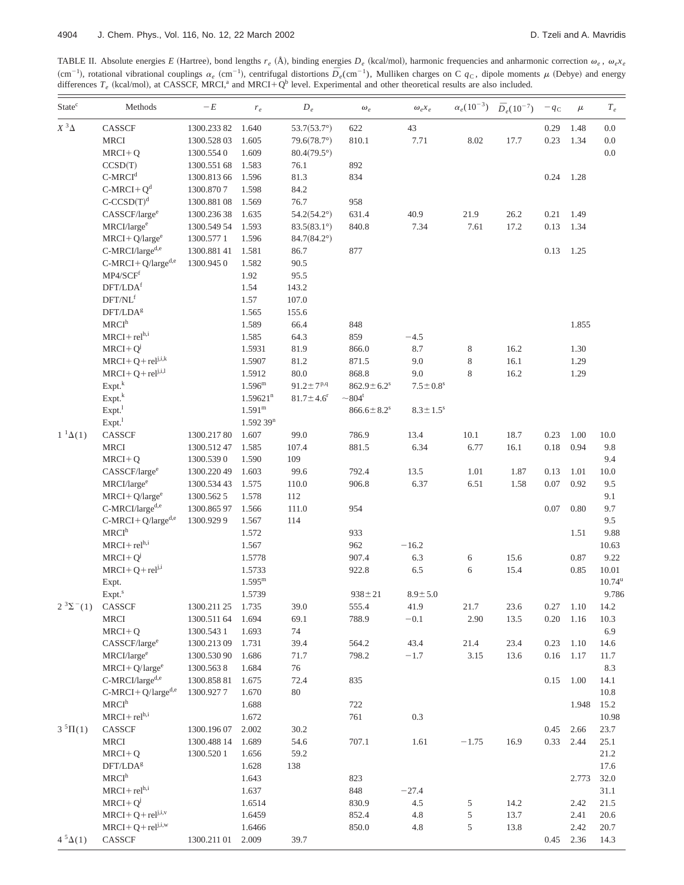TABLE II. Absolute energies $E$ (Hartree), bond lengths $r_e$ (Å), binding energies $D_e$ (kcal/mol), harmonic frequencies and anharmonic correction $\omega_e$, $\omega_e x_e$ ($\text{cm}^{-1}$), rotational vibrational couplings $\alpha_e$ ($\text{cm}^{-1}$), centrifugal distortions $\bar{D}_e$($\text{cm}^{-1}$), Mulliken charges on C $q_C$, dipole moments $\mu$ (Debye) and energy differences $T_e$ (kcal/mol), at CASSCF, MRCI,[a] and MRCI+Q[b] level. Experimental and other theoretical results are also included.

| State[c] | Methods | $-E$ | $r_e$ | $D_e$ | $\omega_e$ | $\omega_e x_e$ | $\alpha_e(10^{-3})$ | $\bar{D}_e(10^{-7})$ | $-q_C$ | $\mu$ | $T_e$ |
|---|---|---|---|---|---|---|---|---|---|---|---|
| $X\,^3\Delta$ | CASSCF | 1300.233 82 | 1.640 | 53.7(53.7°) | 622 | 43 | | | 0.29 | 1.48 | 0.0 |
| | MRCI | 1300.528 03 | 1.605 | 79.6(78.7°) | 810.1 | 7.71 | 8.02 | 17.7 | 0.23 | 1.34 | 0.0 |
| | MRCI+Q | 1300.554 0 | 1.609 | 80.4(79.5°) | | | | | | | 0.0 |
| | CCSD(T) | 1300.551 68 | 1.583 | 76.1 | 892 | | | | | | |
| | C-MRCI[d] | 1300.813 66 | 1.596 | 81.3 | 834 | | | | 0.24 | 1.28 | |
| | C-MRCI+Q[d] | 1300.870 7 | 1.598 | 84.2 | | | | | | | |
| | C-CCSD(T)[d] | 1300.881 08 | 1.569 | 76.7 | 958 | | | | | | |
| | CASSCF/large[e] | 1300.236 38 | 1.635 | 54.2(54.2°) | 631.4 | 40.9 | 21.9 | 26.2 | 0.21 | 1.49 | |
| | MRCI/large[e] | 1300.549 54 | 1.593 | 83.5(83.1°) | 840.8 | 7.34 | 7.61 | 17.2 | 0.13 | 1.34 | |
| | MRCI+Q/large[e] | 1300.577 1 | 1.596 | 84.7(84.2°) | | | | | | | |
| | C-MRCI/large[d,e] | 1300.881 41 | 1.581 | 86.7 | 877 | | | | 0.13 | 1.25 | |
| | C-MRCI+Q/large[d,e] | 1300.945 0 | 1.582 | 90.5 | | | | | | | |
| | MP4/SCF[f] | | 1.92 | 95.5 | | | | | | | |
| | DFT/LDA[f] | | 1.54 | 143.2 | | | | | | | |
| | DFT/NL[f] | | 1.57 | 107.0 | | | | | | | |
| | DFT/LDA[g] | | 1.565 | 155.6 | | | | | | | |
| | MRCI[h] | | 1.589 | 66.4 | 848 | | | | | 1.855 | |
| | MRCI+rel[h,i] | | 1.585 | 64.3 | 859 | −4.5 | | | | | |
| | MRCI+Q[j] | | 1.5931 | 81.9 | 866.0 | 8.7 | 8 | 16.2 | | 1.30 | |
| | MRCI+Q+rel[j,i,k] | | 1.5907 | 81.2 | 871.5 | 9.0 | 8 | 16.1 | | 1.29 | |
| | MRCI+Q+rel[j,i,l] | | 1.5912 | 80.0 | 868.8 | 9.0 | 8 | 16.2 | | 1.29 | |
| | Expt.[k] | | 1.596[m] | 91.2±7[p,q] | 862.9±6.2[s] | 7.5±0.8[s] | | | | | |
| | Expt.[k] | | 1.59621[n] | 81.7±4.6[r] | ~804[t] | | | | | | |
| | Expt.[l] | | 1.591[m] | | 866.6±8.2[s] | 8.3±1.5[s] | | | | | |
| | Expt.[l] | | 1.592 39[n] | | | | | | | | |
| $1\,^1\Delta(1)$ | CASSCF | 1300.217 80 | 1.607 | 99.0 | 786.9 | 13.4 | 10.1 | 18.7 | 0.23 | 1.00 | 10.0 |
| | MRCI | 1300.512 47 | 1.585 | 107.4 | 881.5 | 6.34 | 6.77 | 16.1 | 0.18 | 0.94 | 9.8 |
| | MRCI+Q | 1300.539 0 | 1.590 | 109 | | | | | | | 9.4 |
| | CASSCF/large[e] | 1300.220 49 | 1.603 | 99.6 | 792.4 | 13.5 | 1.01 | 1.87 | 0.13 | 1.01 | 10.0 |
| | MRCI/large[e] | 1300.534 43 | 1.575 | 110.0 | 906.8 | 6.37 | 6.51 | 1.58 | 0.07 | 0.92 | 9.5 |
| | MRCI+Q/large[e] | 1300.562 5 | 1.578 | 112 | | | | | | | 9.1 |
| | C-MRCI/large[d,e] | 1300.865 97 | 1.566 | 111.0 | 954 | | | | 0.07 | 0.80 | 9.7 |
| | C-MRCI+Q/large[d,e] | 1300.929 9 | 1.567 | 114 | | | | | | | 9.5 |
| | MRCI[h] | | 1.572 | | 933 | | | | | 1.51 | 9.88 |
| | MRCI+rel[h,i] | | 1.567 | | 962 | −16.2 | | | | | 10.63 |
| | MRCI+Q[j] | | 1.5778 | | 907.4 | 6.3 | 6 | 15.6 | | 0.87 | 9.22 |
| | MRCI+Q+rel[j,i] | | 1.5733 | | 922.8 | 6.5 | 6 | 15.4 | | 0.85 | 10.01 |
| | Expt. | | 1.595[m] | | | | | | | | 10.74[u] |
| | Expt.[s] | | 1.5739 | | 938±21 | 8.9±5.0 | | | | | 9.786 |
| $2\,^3\Sigma^-(1)$ | CASSCF | 1300.211 25 | 1.735 | 39.0 | 555.4 | 41.9 | 21.7 | 23.6 | 0.27 | 1.10 | 14.2 |
| | MRCI | 1300.511 64 | 1.694 | 69.1 | 788.9 | −0.1 | 2.90 | 13.5 | 0.20 | 1.16 | 10.3 |
| | MRCI+Q | 1300.543 1 | 1.693 | 74 | | | | | | | 6.9 |
| | CASSCF/large[e] | 1300.213 09 | 1.731 | 39.4 | 564.2 | 43.4 | 21.4 | 23.4 | 0.23 | 1.10 | 14.6 |
| | MRCI/large[e] | 1300.530 90 | 1.686 | 71.7 | 798.2 | −1.7 | 3.15 | 13.6 | 0.16 | 1.17 | 11.7 |
| | MRCI+Q/large[e] | 1300.563 8 | 1.684 | 76 | | | | | | | 8.3 |
| | C-MRCI/large[d,e] | 1300.858 81 | 1.675 | 72.4 | 835 | | | | 0.15 | 1.00 | 14.1 |
| | C-MRCI+Q/large[d,e] | 1300.927 7 | 1.670 | 80 | | | | | | | 10.8 |
| | MRCI[h] | | 1.688 | | 722 | | | | | 1.948 | 15.2 |
| | MRCI+rel[h,i] | | 1.672 | | 761 | 0.3 | | | | | 10.98 |
| $3\,^5\Pi(1)$ | CASSCF | 1300.196 07 | 2.002 | 30.2 | | | | | 0.45 | 2.66 | 23.7 |
| | MRCI | 1300.488 14 | 1.689 | 54.6 | 707.1 | 1.61 | −1.75 | 16.9 | 0.33 | 2.44 | 25.1 |
| | MRCI+Q | 1300.520 1 | 1.656 | 59.2 | | | | | | | 21.2 |
| | DFT/LDA[g] | | 1.628 | 138 | | | | | | | 17.6 |
| | MRCI[h] | | 1.643 | | 823 | | | | | 2.773 | 32.0 |
| | MRCI+rel[h,i] | | 1.637 | | 848 | −27.4 | | | | | 31.1 |
| | MRCI+Q[j] | | 1.6514 | | 830.9 | 4.5 | 5 | 14.2 | | 2.42 | 21.5 |
| | MRCI+Q+rel[j,i,v] | | 1.6459 | | 852.4 | 4.8 | 5 | 13.7 | | 2.41 | 20.6 |
| | MRCI+Q+rel[j,i,w] | | 1.6466 | | 850.0 | 4.8 | 5 | 13.8 | | 2.42 | 20.7 |
| $4\,^5\Delta(1)$ | CASSCF | 1300.211 01 | 2.009 | 39.7 | | | | | 0.45 | 2.36 | 14.3 |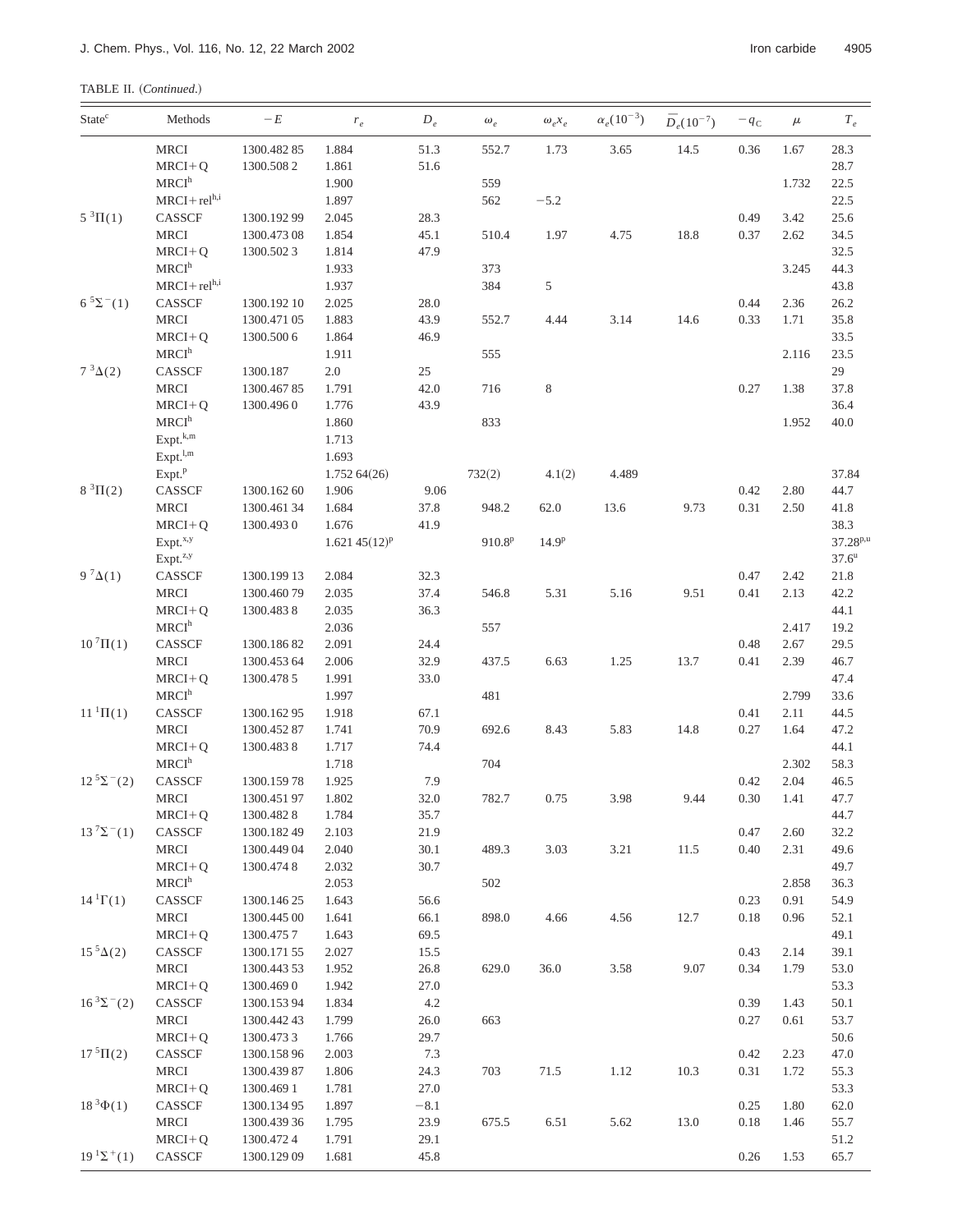TABLE II. (*Continued.*)

| State[c] | Methods | $-E$ | $r_e$ | $D_e$ | $\omega_e$ | $\omega_e x_e$ | $\alpha_e(10^{-3})$ | $\bar{D}_e(10^{-7})$ | $-q_C$ | $\mu$ | $T_e$ |
|---|---|---|---|---|---|---|---|---|---|---|---|
| | MRCI | 1300.482 85 | 1.884 | 51.3 | 552.7 | 1.73 | 3.65 | 14.5 | 0.36 | 1.67 | 28.3 |
| | MRCI+Q | 1300.508 2 | 1.861 | 51.6 | | | | | | | 28.7 |
| | MRCI[h] | | 1.900 | | 559 | | | | | 1.732 | 22.5 |
| | MRCI+rel[h,i] | | 1.897 | | 562 | $-5.2$ | | | | | 22.5 |
| $5\ ^3\Pi(1)$ | CASSCF | 1300.192 99 | 2.045 | 28.3 | | | | | 0.49 | 3.42 | 25.6 |
| | MRCI | 1300.473 08 | 1.854 | 45.1 | 510.4 | 1.97 | 4.75 | 18.8 | 0.37 | 2.62 | 34.5 |
| | MRCI+Q | 1300.502 3 | 1.814 | 47.9 | | | | | | | 32.5 |
| | MRCI[h] | | 1.933 | | 373 | | | | | 3.245 | 44.3 |
| | MRCI+rel[h,i] | | 1.937 | | 384 | 5 | | | | | 43.8 |
| $6\ ^5\Sigma^-(1)$ | CASSCF | 1300.192 10 | 2.025 | 28.0 | | | | | 0.44 | 2.36 | 26.2 |
| | MRCI | 1300.471 05 | 1.883 | 43.9 | 552.7 | 4.44 | 3.14 | 14.6 | 0.33 | 1.71 | 35.8 |
| | MRCI+Q | 1300.500 6 | 1.864 | 46.9 | | | | | | | 33.5 |
| | MRCI[h] | | 1.911 | | 555 | | | | | 2.116 | 23.5 |
| $7\ ^3\Delta(2)$ | CASSCF | 1300.187 | 2.0 | 25 | | | | | | | 29 |
| | MRCI | 1300.467 85 | 1.791 | 42.0 | 716 | 8 | | | 0.27 | 1.38 | 37.8 |
| | MRCI+Q | 1300.496 0 | 1.776 | 43.9 | | | | | | | 36.4 |
| | MRCI[h] | | 1.860 | | 833 | | | | | 1.952 | 40.0 |
| | Expt.[k,m] | | 1.713 | | | | | | | | |
| | Expt.[l,m] | | 1.693 | | | | | | | | |
| | Expt.[p] | | 1.752 64(26) | | 732(2) | 4.1(2) | 4.489 | | | | 37.84 |
| $8\ ^3\Pi(2)$ | CASSCF | 1300.162 60 | 1.906 | 9.06 | | | | | 0.42 | 2.80 | 44.7 |
| | MRCI | 1300.461 34 | 1.684 | 37.8 | 948.2 | 62.0 | 13.6 | 9.73 | 0.31 | 2.50 | 41.8 |
| | MRCI+Q | 1300.493 0 | 1.676 | 41.9 | | | | | | | 38.3 |
| | Expt.[x,y] | | 1.621 45(12)[p] | | 910.8[p] | 14.9[p] | | | | | 37.28[p,u] |
| | Expt.[z,y] | | | | | | | | | | 37.6[u] |
| $9\ ^7\Delta(1)$ | CASSCF | 1300.199 13 | 2.084 | 32.3 | | | | | 0.47 | 2.42 | 21.8 |
| | MRCI | 1300.460 79 | 2.035 | 37.4 | 546.8 | 5.31 | 5.16 | 9.51 | 0.41 | 2.13 | 42.2 |
| | MRCI+Q | 1300.483 8 | 2.035 | 36.3 | | | | | | | 44.1 |
| | MRCI[h] | | 2.036 | | 557 | | | | | 2.417 | 19.2 |
| $10\ ^7\Pi(1)$ | CASSCF | 1300.186 82 | 2.091 | 24.4 | | | | | 0.48 | 2.67 | 29.5 |
| | MRCI | 1300.453 64 | 2.006 | 32.9 | 437.5 | 6.63 | 1.25 | 13.7 | 0.41 | 2.39 | 46.7 |
| | MRCI+Q | 1300.478 5 | 1.991 | 33.0 | | | | | | | 47.4 |
| | MRCI[h] | | 1.997 | | 481 | | | | | 2.799 | 33.6 |
| $11\ ^1\Pi(1)$ | CASSCF | 1300.162 95 | 1.918 | 67.1 | | | | | 0.41 | 2.11 | 44.5 |
| | MRCI | 1300.452 87 | 1.741 | 70.9 | 692.6 | 8.43 | 5.83 | 14.8 | 0.27 | 1.64 | 47.2 |
| | MRCI+Q | 1300.483 8 | 1.717 | 74.4 | | | | | | | 44.1 |
| | MRCI[h] | | 1.718 | | 704 | | | | | 2.302 | 58.3 |
| $12\ ^5\Sigma^-(2)$ | CASSCF | 1300.159 78 | 1.925 | 7.9 | | | | | 0.42 | 2.04 | 46.5 |
| | MRCI | 1300.451 97 | 1.802 | 32.0 | 782.7 | 0.75 | 3.98 | 9.44 | 0.30 | 1.41 | 47.7 |
| | MRCI+Q | 1300.482 8 | 1.784 | 35.7 | | | | | | | 44.7 |
| $13\ ^7\Sigma^-(1)$ | CASSCF | 1300.182 49 | 2.103 | 21.9 | | | | | 0.47 | 2.60 | 32.2 |
| | MRCI | 1300.449 04 | 2.040 | 30.1 | 489.3 | 3.03 | 3.21 | 11.5 | 0.40 | 2.31 | 49.6 |
| | MRCI+Q | 1300.474 8 | 2.032 | 30.7 | | | | | | | 49.7 |
| | MRCI[h] | | 2.053 | | 502 | | | | | 2.858 | 36.3 |
| $14\ ^1\Gamma(1)$ | CASSCF | 1300.146 25 | 1.643 | 56.6 | | | | | 0.23 | 0.91 | 54.9 |
| | MRCI | 1300.445 00 | 1.641 | 66.1 | 898.0 | 4.66 | 4.56 | 12.7 | 0.18 | 0.96 | 52.1 |
| | MRCI+Q | 1300.475 7 | 1.643 | 69.5 | | | | | | | 49.1 |
| $15\ ^5\Delta(2)$ | CASSCF | 1300.171 55 | 2.027 | 15.5 | | | | | 0.43 | 2.14 | 39.1 |
| | MRCI | 1300.443 53 | 1.952 | 26.8 | 629.0 | 36.0 | 3.58 | 9.07 | 0.34 | 1.79 | 53.0 |
| | MRCI+Q | 1300.469 0 | 1.942 | 27.0 | | | | | | | 53.3 |
| $16\ ^3\Sigma^-(2)$ | CASSCF | 1300.153 94 | 1.834 | 4.2 | | | | | 0.39 | 1.43 | 50.1 |
| | MRCI | 1300.442 43 | 1.799 | 26.0 | 663 | | | | 0.27 | 0.61 | 53.7 |
| | MRCI+Q | 1300.473 3 | 1.766 | 29.7 | | | | | | | 50.6 |
| $17\ ^5\Pi(2)$ | CASSCF | 1300.158 96 | 2.003 | 7.3 | | | | | 0.42 | 2.23 | 47.0 |
| | MRCI | 1300.439 87 | 1.806 | 24.3 | 703 | 71.5 | 1.12 | 10.3 | 0.31 | 1.72 | 55.3 |
| | MRCI+Q | 1300.469 1 | 1.781 | 27.0 | | | | | | | 53.3 |
| $18\ ^3\Phi(1)$ | CASSCF | 1300.134 95 | 1.897 | $-8.1$ | | | | | 0.25 | 1.80 | 62.0 |
| | MRCI | 1300.439 36 | 1.795 | 23.9 | 675.5 | 6.51 | 5.62 | 13.0 | 0.18 | 1.46 | 55.7 |
| | MRCI+Q | 1300.472 4 | 1.791 | 29.1 | | | | | | | 51.2 |
| $19\ ^1\Sigma^+(1)$ | CASSCF | 1300.129 09 | 1.681 | 45.8 | | | | | 0.26 | 1.53 | 65.7 |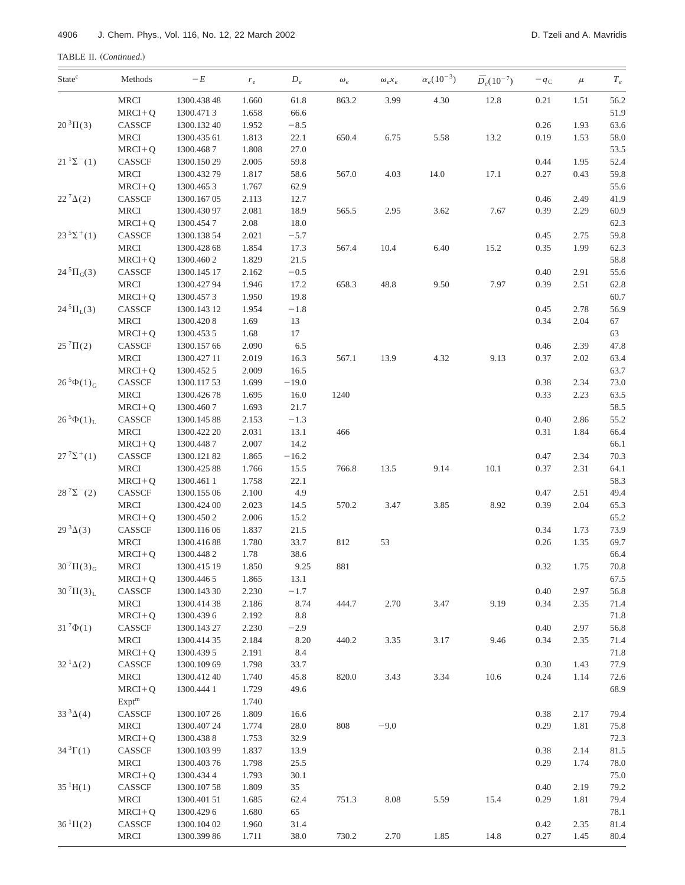TABLE II. (*Continued.*)

| State[c] | Methods | $-E$ | $r_e$ | $D_e$ | $\omega_e$ | $\omega_e x_e$ | $\alpha_e(10^{-3})$ | $\bar{D}_e(10^{-7})$ | $-q_C$ | $\mu$ | $T_e$ |
|---|---|---|---|---|---|---|---|---|---|---|---|
| | MRCI | 1300.438 48 | 1.660 | 61.8 | 863.2 | 3.99 | 4.30 | 12.8 | 0.21 | 1.51 | 56.2 |
| | MRCI+Q | 1300.471 3 | 1.658 | 66.6 | | | | | | | 51.9 |
| $20\,^3\Pi(3)$ | CASSCF | 1300.132 40 | 1.952 | −8.5 | | | | | 0.26 | 1.93 | 63.6 |
| | MRCI | 1300.435 61 | 1.813 | 22.1 | 650.4 | 6.75 | 5.58 | 13.2 | 0.19 | 1.53 | 58.0 |
| | MRCI+Q | 1300.468 7 | 1.808 | 27.0 | | | | | | | 53.5 |
| $21\,^1\Sigma^-(1)$ | CASSCF | 1300.150 29 | 2.005 | 59.8 | | | | | 0.44 | 1.95 | 52.4 |
| | MRCI | 1300.432 79 | 1.817 | 58.6 | 567.0 | 4.03 | 14.0 | 17.1 | 0.27 | 0.43 | 59.8 |
| | MRCI+Q | 1300.465 3 | 1.767 | 62.9 | | | | | | | 55.6 |
| $22\,^7\Delta(2)$ | CASSCF | 1300.167 05 | 2.113 | 12.7 | | | | | 0.46 | 2.49 | 41.9 |
| | MRCI | 1300.430 97 | 2.081 | 18.9 | 565.5 | 2.95 | 3.62 | 7.67 | 0.39 | 2.29 | 60.9 |
| | MRCI+Q | 1300.454 7 | 2.08 | 18.0 | | | | | | | 62.3 |
| $23\,^5\Sigma^+(1)$ | CASSCF | 1300.138 54 | 2.021 | −5.7 | | | | | 0.45 | 2.75 | 59.8 |
| | MRCI | 1300.428 68 | 1.854 | 17.3 | 567.4 | 10.4 | 6.40 | 15.2 | 0.35 | 1.99 | 62.3 |
| | MRCI+Q | 1300.460 2 | 1.829 | 21.5 | | | | | | | 58.8 |
| $24\,^5\Pi_G(3)$ | CASSCF | 1300.145 17 | 2.162 | −0.5 | | | | | 0.40 | 2.91 | 55.6 |
| | MRCI | 1300.427 94 | 1.946 | 17.2 | 658.3 | 48.8 | 9.50 | 7.97 | 0.39 | 2.51 | 62.8 |
| | MRCI+Q | 1300.457 3 | 1.950 | 19.8 | | | | | | | 60.7 |
| $24\,^5\Pi_L(3)$ | CASSCF | 1300.143 12 | 1.954 | −1.8 | | | | | 0.45 | 2.78 | 56.9 |
| | MRCI | 1300.420 8 | 1.69 | 13 | | | | | 0.34 | 2.04 | 67 |
| | MRCI+Q | 1300.453 5 | 1.68 | 17 | | | | | | | 63 |
| $25\,^7\Pi(2)$ | CASSCF | 1300.157 66 | 2.090 | 6.5 | | | | | 0.46 | 2.39 | 47.8 |
| | MRCI | 1300.427 11 | 2.019 | 16.3 | 567.1 | 13.9 | 4.32 | 9.13 | 0.37 | 2.02 | 63.4 |
| | MRCI+Q | 1300.452 5 | 2.009 | 16.5 | | | | | | | 63.7 |
| $26\,^5\Phi(1)_G$ | CASSCF | 1300.117 53 | 1.699 | −19.0 | | | | | 0.38 | 2.34 | 73.0 |
| | MRCI | 1300.426 78 | 1.695 | 16.0 | 1240 | | | | 0.33 | 2.23 | 63.5 |
| | MRCI+Q | 1300.460 7 | 1.693 | 21.7 | | | | | | | 58.5 |
| $26\,^5\Phi(1)_L$ | CASSCF | 1300.145 88 | 2.153 | −1.3 | | | | | 0.40 | 2.86 | 55.2 |
| | MRCI | 1300.422 20 | 2.031 | 13.1 | 466 | | | | 0.31 | 1.84 | 66.4 |
| | MRCI+Q | 1300.448 7 | 2.007 | 14.2 | | | | | | | 66.1 |
| $27\,^7\Sigma^+(1)$ | CASSCF | 1300.121 82 | 1.865 | −16.2 | | | | | 0.47 | 2.34 | 70.3 |
| | MRCI | 1300.425 88 | 1.766 | 15.5 | 766.8 | 13.5 | 9.14 | 10.1 | 0.37 | 2.31 | 64.1 |
| | MRCI+Q | 1300.461 1 | 1.758 | 22.1 | | | | | | | 58.3 |
| $28\,^7\Sigma^-(2)$ | CASSCF | 1300.155 06 | 2.100 | 4.9 | | | | | 0.47 | 2.51 | 49.4 |
| | MRCI | 1300.424 00 | 2.023 | 14.5 | 570.2 | 3.47 | 3.85 | 8.92 | 0.39 | 2.04 | 65.3 |
| | MRCI+Q | 1300.450 2 | 2.006 | 15.2 | | | | | | | 65.2 |
| $29\,^3\Delta(3)$ | CASSCF | 1300.116 06 | 1.837 | 21.5 | | | | | 0.34 | 1.73 | 73.9 |
| | MRCI | 1300.416 88 | 1.780 | 33.7 | 812 | 53 | | | 0.26 | 1.35 | 69.7 |
| | MRCI+Q | 1300.448 2 | 1.78 | 38.6 | | | | | | | 66.4 |
| $30\,^7\Pi(3)_G$ | MRCI | 1300.415 19 | 1.850 | 9.25 | 881 | | | | 0.32 | 1.75 | 70.8 |
| | MRCI+Q | 1300.446 5 | 1.865 | 13.1 | | | | | | | 67.5 |
| $30\,^7\Pi(3)_L$ | CASSCF | 1300.143 30 | 2.230 | −1.7 | | | | | 0.40 | 2.97 | 56.8 |
| | MRCI | 1300.414 38 | 2.186 | 8.74 | 444.7 | 2.70 | 3.47 | 9.19 | 0.34 | 2.35 | 71.4 |
| | MRCI+Q | 1300.439 6 | 2.192 | 8.8 | | | | | | | 71.8 |
| $31\,^7\Phi(1)$ | CASSCF | 1300.143 27 | 2.230 | −2.9 | | | | | 0.40 | 2.97 | 56.8 |
| | MRCI | 1300.414 35 | 2.184 | 8.20 | 440.2 | 3.35 | 3.17 | 9.46 | 0.34 | 2.35 | 71.4 |
| | MRCI+Q | 1300.439 5 | 2.191 | 8.4 | | | | | | | 71.8 |
| $32\,^1\Delta(2)$ | CASSCF | 1300.109 69 | 1.798 | 33.7 | | | | | 0.30 | 1.43 | 77.9 |
| | MRCI | 1300.412 40 | 1.740 | 45.8 | 820.0 | 3.43 | 3.34 | 10.6 | 0.24 | 1.14 | 72.6 |
| | MRCI+Q | 1300.444 1 | 1.729 | 49.6 | | | | | | | 68.9 |
| | Expt[m] | | 1.740 | | | | | | | | |
| $33\,^3\Delta(4)$ | CASSCF | 1300.107 26 | 1.809 | 16.6 | | | | | 0.38 | 2.17 | 79.4 |
| | MRCI | 1300.407 24 | 1.774 | 28.0 | 808 | −9.0 | | | 0.29 | 1.81 | 75.8 |
| | MRCI+Q | 1300.438 8 | 1.753 | 32.9 | | | | | | | 72.3 |
| $34\,^3\Gamma(1)$ | CASSCF | 1300.103 99 | 1.837 | 13.9 | | | | | 0.38 | 2.14 | 81.5 |
| | MRCI | 1300.403 76 | 1.798 | 25.5 | | | | | 0.29 | 1.74 | 78.0 |
| | MRCI+Q | 1300.434 4 | 1.793 | 30.1 | | | | | | | 75.0 |
| $35\,^1\text{H}(1)$ | CASSCF | 1300.107 58 | 1.809 | 35 | | | | | 0.40 | 2.19 | 79.2 |
| | MRCI | 1300.401 51 | 1.685 | 62.4 | 751.3 | 8.08 | 5.59 | 15.4 | 0.29 | 1.81 | 79.4 |
| | MRCI+Q | 1300.429 6 | 1.680 | 65 | | | | | | | 78.1 |
| $36\,^1\Pi(2)$ | CASSCF | 1300.104 02 | 1.960 | 31.4 | | | | | 0.42 | 2.35 | 81.4 |
| | MRCI | 1300.399 86 | 1.711 | 38.0 | 730.2 | 2.70 | 1.85 | 14.8 | 0.27 | 1.45 | 80.4 |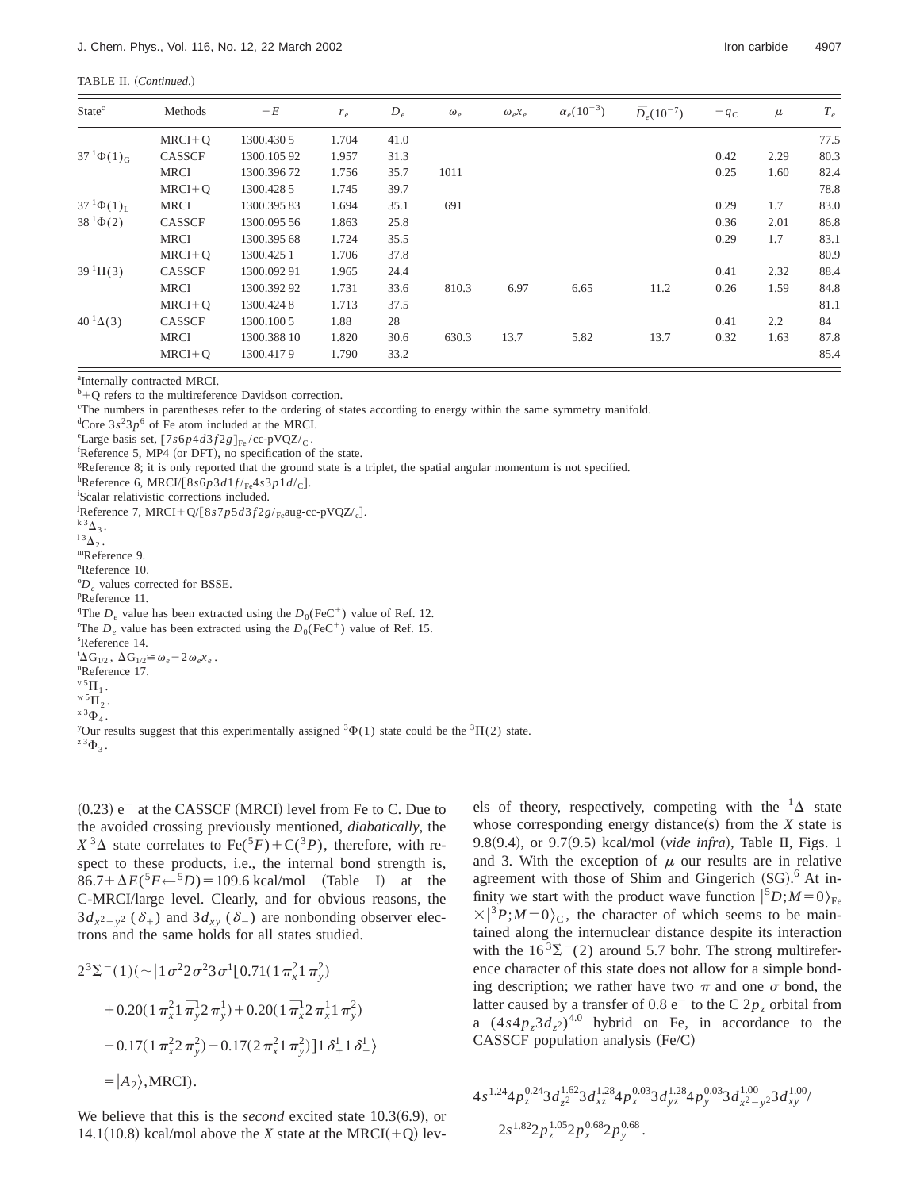TABLE II. (*Continued.*)

| State[c] | Methods | $-E$ | $r_e$ | $D_e$ | $\omega_e$ | $\omega_e x_e$ | $\alpha_e(10^{-3})$ | $\bar{D}_e(10^{-7})$ | $-q_C$ | $\mu$ | $T_e$ |
|---|---|---|---|---|---|---|---|---|---|---|---|
| | MRCI+Q | 1300.430 5 | 1.704 | 41.0 | | | | | | | 77.5 |
| $37\,^1\Phi(1)_G$ | CASSCF | 1300.105 92 | 1.957 | 31.3 | | | | | 0.42 | 2.29 | 80.3 |
| | MRCI | 1300.396 72 | 1.756 | 35.7 | 1011 | | | | 0.25 | 1.60 | 82.4 |
| | MRCI+Q | 1300.428 5 | 1.745 | 39.7 | | | | | | | 78.8 |
| $37\,^1\Phi(1)_L$ | MRCI | 1300.395 83 | 1.694 | 35.1 | 691 | | | | 0.29 | 1.7 | 83.0 |
| $38\,^1\Phi(2)$ | CASSCF | 1300.095 56 | 1.863 | 25.8 | | | | | 0.36 | 2.01 | 86.8 |
| | MRCI | 1300.395 68 | 1.724 | 35.5 | | | | | 0.29 | 1.7 | 83.1 |
| | MRCI+Q | 1300.425 1 | 1.706 | 37.8 | | | | | | | 80.9 |
| $39\,^1\Pi(3)$ | CASSCF | 1300.092 91 | 1.965 | 24.4 | | | | | 0.41 | 2.32 | 88.4 |
| | MRCI | 1300.392 92 | 1.731 | 33.6 | 810.3 | 6.97 | 6.65 | 11.2 | 0.26 | 1.59 | 84.8 |
| | MRCI+Q | 1300.424 8 | 1.713 | 37.5 | | | | | | | 81.1 |
| $40\,^1\Delta(3)$ | CASSCF | 1300.100 5 | 1.88 | 28 | | | | | 0.41 | 2.2 | 84 |
| | MRCI | 1300.388 10 | 1.820 | 30.6 | 630.3 | 13.7 | 5.82 | 13.7 | 0.32 | 1.63 | 87.8 |
| | MRCI+Q | 1300.417 9 | 1.790 | 33.2 | | | | | | | 85.4 |

[a]Internally contracted MRCI.
[b]+Q refers to the multireference Davidson correction.
[c]The numbers in parentheses refer to the ordering of states according to energy within the same symmetry manifold.
[d]Core $3s^2 3p^6$ of Fe atom included at the MRCI.
[e]Large basis set, $[7s6p4d3f2g]_{Fe}$/cc-pVQZ/$_C$.
[f]Reference 5, MP4 (or DFT), no specification of the state.
[g]Reference 8; it is only reported that the ground state is a triplet, the spatial angular momentum is not specified.
[h]Reference 6, MRCI/$[8s6p3d1f/_{Fe}4s3p1d/_C]$.
[i]Scalar relativistic corrections included.
[j]Reference 7, MRCI+Q/$[8s7p5d3f2g/_{Fe}$aug-cc-pVQZ/$_c]$.
[k]$^3\Delta_3$.
[l]$^3\Delta_2$.
[m]Reference 9.
[n]Reference 10.
[o]$D_e$ values corrected for BSSE.
[p]Reference 11.
[q]The $D_e$ value has been extracted using the $D_0(FeC^+)$ value of Ref. 12.
[r]The $D_e$ value has been extracted using the $D_0(FeC^+)$ value of Ref. 15.
[s]Reference 14.
[t]$\Delta G_{1/2}$, $\Delta G_{1/2} \cong \omega_e - 2\omega_e x_e$.
[u]Reference 17.
[v]$^5\Pi_1$.
[w]$^5\Pi_2$.
[x]$^3\Phi_4$.
[y]Our results suggest that this experimentally assigned $^3\Phi(1)$ state could be the $^3\Pi(2)$ state.
[z]$^3\Phi_3$.

(0.23) e$^-$ at the CASSCF (MRCI) level from Fe to C. Due to the avoided crossing previously mentioned, *diabatically*, the $X\,^3\Delta$ state correlates to Fe($^5F$)+C($^3P$), therefore, with respect to these products, i.e., the internal bond strength is, $86.7+\Delta E(^5F \leftarrow {}^5D) = 109.6$ kcal/mol (Table I) at the C-MRCI/large level. Clearly, and for obvious reasons, the $3d_{x^2-y^2}$ ($\delta_+$) and $3d_{xy}$ ($\delta_-$) are nonbonding observer electrons and the same holds for all states studied.

$$
\begin{aligned}
2\,^3\Sigma^-(1)(\sim&|1\sigma^2 2\sigma^2 3\sigma^1[0.71(1\pi_x^2 1\pi_y^2)\\
&+0.20(1\pi_x^2 1\bar{\pi}_y^1 2\pi_y^1)+0.20(1\bar{\pi}_x^1 2\pi_x^1 1\pi_y^2)\\
&-0.17(1\pi_x^2 2\pi_y^2)-0.17(2\pi_x^2 1\pi_y^2)]1\delta_+^1 1\delta_-^1\rangle\\
&=|A_2\rangle,\text{MRCI}).
\end{aligned}
$$

We believe that this is the *second* excited state 10.3(6.9), or 14.1(10.8) kcal/mol above the $X$ state at the MRCI(+Q) levels of theory, respectively, competing with the $^1\Delta$ state whose corresponding energy distance(s) from the $X$ state is 9.8(9.4), or 9.7(9.5) kcal/mol (*vide infra*), Table II, Figs. 1 and 3. With the exception of $\mu$ our results are in relative agreement with those of Shim and Gingerich (SG).[6] At infinity we start with the product wave function $|^5D;M=0\rangle_{Fe} \times |^3P;M=0\rangle_C$, the character of which seems to be maintained along the internuclear distance despite its interaction with the $16\,^3\Sigma^-(2)$ around 5.7 bohr. The strong multireference character of this state does not allow for a simple bonding description; we rather have two $\pi$ and one $\sigma$ bond, the latter caused by a transfer of 0.8 e$^-$ to the C $2p_z$ orbital from a $(4s4p_z3d_{z^2})^{4.0}$ hybrid on Fe, in accordance to the CASSCF population analysis (Fe/C)

$$
4s^{1.24}4p_z^{0.24}3d_{z^2}^{1.62}3d_{xz}^{1.28}4p_x^{0.03}3d_{yz}^{1.28}4p_y^{0.03}3d_{x^2-y^2}^{1.00}3d_{xy}^{1.00}/
$$
$$
2s^{1.82}2p_z^{1.05}2p_x^{0.68}2p_y^{0.68}.
$$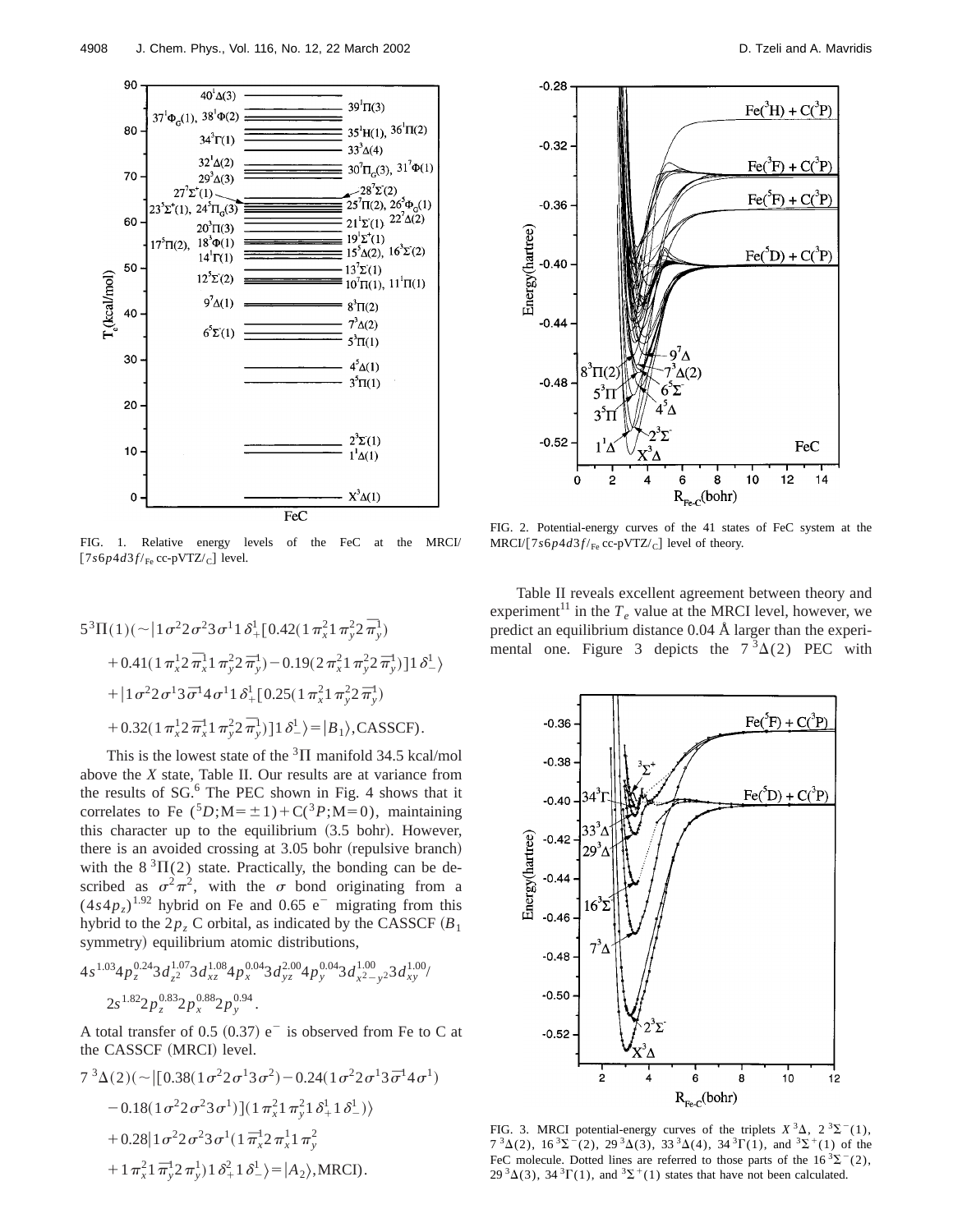FIG. 1. Relative energy levels of the FeC at the MRCI/[$7s6p4d3f/_{\mathrm{Fe}}$ cc-pVTZ/$_{\mathrm{C}}$] level.

FIG. 2. Potential-energy curves of the 41 states of FeC system at the MRCI/[$7s6p4d3f/_{\mathrm{Fe}}$ cc-pVTZ/$_{\mathrm{C}}$] level of theory.

$$5\,^3\Pi(1)(\sim|1\sigma^2 2\sigma^2 3\sigma^1 1\delta_+^1[0.42(1\pi_x^2 1\pi_y^2 2\bar{\pi}_y^1) + 0.41(1\pi_x^1 2\bar{\pi}_x^1 1\pi_y^2 2\bar{\pi}_y^1) - 0.19(2\pi_x^2 1\pi_y^2 2\bar{\pi}_y^1)]1\delta_-^1\rangle + |1\sigma^2 2\sigma^1 3\bar{\sigma}^1 4\sigma^1 1\delta_+^1[0.25(1\pi_x^2 1\pi_y^2 2\bar{\pi}_y^1) + 0.32(1\pi_x^1 2\bar{\pi}_x^1 1\pi_y^2 2\bar{\pi}_y^1)]1\delta_-^1\rangle = |B_1\rangle,\text{CASSCF}).$$

This is the lowest state of the $^3\Pi$ manifold 34.5 kcal/mol above the *X* state, Table II. Our results are at variance from the results of SG.[6] The PEC shown in Fig. 4 shows that it correlates to Fe ($^5D$;M=$\pm$1)+C($^3P$;M=0), maintaining this character up to the equilibrium (3.5 bohr). However, there is an avoided crossing at 3.05 bohr (repulsive branch) with the 8 $^3\Pi(2)$ state. Practically, the bonding can be described as $\sigma^2\pi^2$, with the $\sigma$ bond originating from a $(4s4p_z)^{1.92}$ hybrid on Fe and 0.65 e$^-$ migrating from this hybrid to the $2p_z$ C orbital, as indicated by the CASSCF ($B_1$ symmetry) equilibrium atomic distributions,

$$4s^{1.03}4p_z^{0.24}3d_{z^2}^{1.07}3d_{xz}^{1.08}4p_x^{0.04}3d_{yz}^{2.00}4p_y^{0.04}3d_{x^2-y^2}^{1.00}3d_{xy}^{1.00}/2s^{1.82}2p_z^{0.83}2p_x^{0.88}2p_y^{0.94}.$$

A total transfer of 0.5 (0.37) e$^-$ is observed from Fe to C at the CASSCF (MRCI) level.

$$7\,^3\Delta(2)(\sim|[0.38(1\sigma^2 2\sigma^1 3\sigma^2) - 0.24(1\sigma^2 2\sigma^1 3\bar{\sigma}^1 4\sigma^1) - 0.18(1\sigma^2 2\sigma^2 3\sigma^1)](1\pi_x^2 1\pi_y^2 1\delta_+^1 1\delta_-^1)\rangle + 0.28|1\sigma^2 2\sigma^2 3\sigma^1(1\bar{\pi}_x^1 2\pi_x^1 1\pi_y^2 + 1\pi_x^2 1\bar{\pi}_y^1 2\pi_y^1)1\delta_+^2 1\delta_-^1\rangle = |A_2\rangle,\text{MRCI}).$$

Table II reveals excellent agreement between theory and experiment[11] in the $T_e$ value at the MRCI level, however, we predict an equilibrium distance 0.04 Å larger than the experimental one. Figure 3 depicts the 7 $^3\Delta(2)$ PEC with

FIG. 3. MRCI potential-energy curves of the triplets $X\,^3\Delta$, $2\,^3\Sigma^-(1)$, $7\,^3\Delta(2)$, $16\,^3\Sigma^-(2)$, $29\,^3\Delta(3)$, $33\,^3\Delta(4)$, $34\,^3\Gamma(1)$, and $^3\Sigma^+(1)$ of the FeC molecule. Dotted lines are referred to those parts of the $16\,^3\Sigma^-(2)$, $29\,^3\Delta(3)$, $34\,^3\Gamma(1)$, and $^3\Sigma^+(1)$ states that have not been calculated.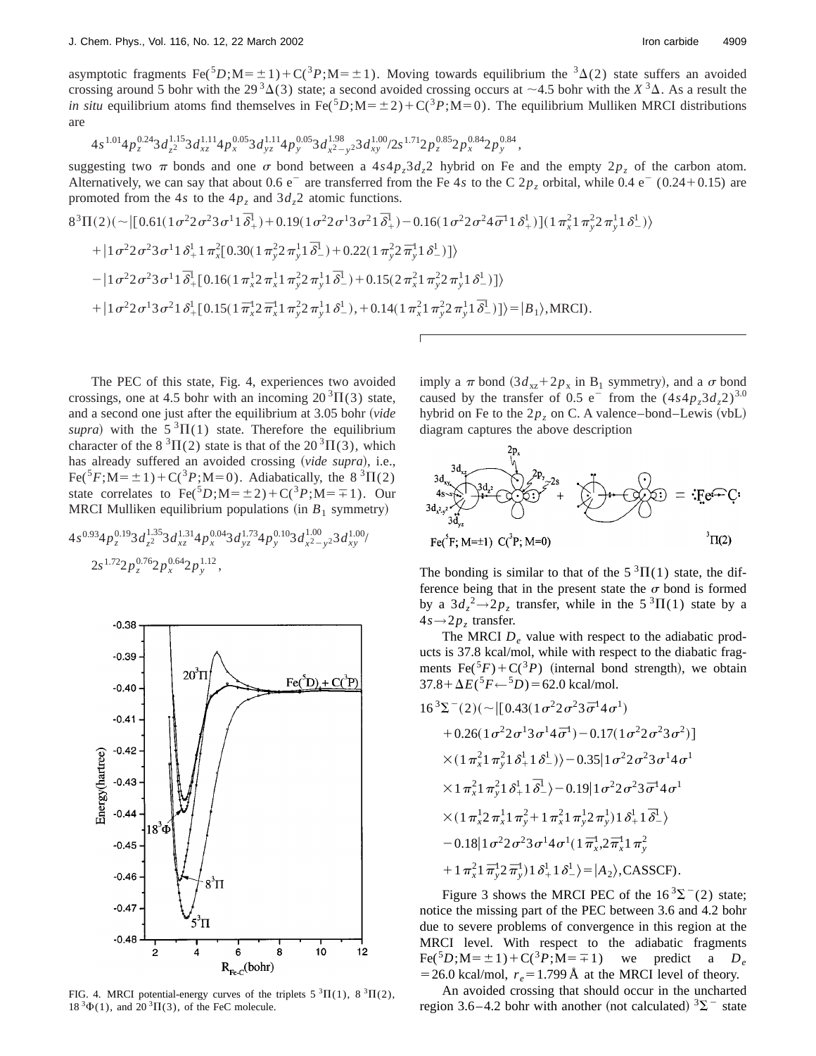asymptotic fragments Fe($^5D$;M=±1)+C($^3P$;M=±1). Moving towards equilibrium the $^3\Delta(2)$ state suffers an avoided crossing around 5 bohr with the 29 $^3\Delta(3)$ state; a second avoided crossing occurs at ~4.5 bohr with the $X\,^3\Delta$. As a result the *in situ* equilibrium atoms find themselves in Fe($^5D$;M=±2)+C($^3P$;M=0). The equilibrium Mulliken MRCI distributions are

$$4s^{1.01}4p_z^{0.24}3d_{z^2}^{1.15}3d_{xz}^{1.11}4p_x^{0.05}3d_{yz}^{1.11}4p_y^{0.05}3d_{x^2-y^2}^{1.98}3d_{xy}^{1.00}/2s^{1.71}2p_z^{0.85}2p_x^{0.84}2p_y^{0.84},$$

suggesting two $\pi$ bonds and one $\sigma$ bond between a $4s4p_z3d_z2$ hybrid on Fe and the empty $2p_z$ of the carbon atom. Alternatively, we can say that about 0.6 e$^-$ are transferred from the Fe 4$s$ to the C $2p_z$ orbital, while 0.4 e$^-$ (0.24+0.15) are promoted from the 4$s$ to the $4p_z$ and $3d_z2$ atomic functions.

$$8\,^3\Pi(2)(\sim|[0.61(1\sigma^2 2\sigma^2 3\sigma^1 1\bar{\delta}_+^1)+0.19(1\sigma^2 2\sigma^1 3\sigma^2 1\bar{\delta}_+^1)-0.16(1\sigma^2 2\sigma^2 4\bar{\sigma}^1 1\delta_+^1)](1\pi_x^2 1\pi_y^2 2\pi_y^1 1\delta_-^1)\rangle$$
$$+|1\sigma^2 2\sigma^2 3\sigma^1 1\delta_+^1 1\pi_x^2[0.30(1\pi_y^2 2\pi_y^1 1\bar{\delta}_-^1)+0.22(1\pi_y^2 2\bar{\pi}_y^1 1\delta_-^1)]\rangle$$
$$-|1\sigma^2 2\sigma^2 3\sigma^1 1\bar{\delta}_+^1[0.16(1\pi_x^1 2\pi_x^1 1\pi_y^2 2\pi_y^1 1\bar{\delta}_-^1)+0.15(2\pi_x^2 1\pi_y^2 2\pi_y^1 1\delta_-^1)]\rangle$$
$$+|1\sigma^2 2\sigma^1 3\sigma^2 1\delta_+^1[0.15(1\bar{\pi}_x^1 2\bar{\pi}_x^1 1\pi_y^2 2\pi_y^1 1\delta_-^1),+0.14(1\pi_x^2 1\pi_y^2 2\pi_y^1 1\bar{\delta}_-^1)]\rangle=|B_1\rangle,\text{MRCI}).$$

The PEC of this state, Fig. 4, experiences two avoided crossings, one at 4.5 bohr with an incoming 20 $^3\Pi(3)$ state, and a second one just after the equilibrium at 3.05 bohr (*vide supra*) with the 5 $^3\Pi(1)$ state. Therefore the equilibrium character of the 8 $^3\Pi(2)$ state is that of the 20 $^3\Pi(3)$, which has already suffered an avoided crossing (*vide supra*), i.e., Fe($^5F$;M=±1)+C($^3P$;M=0). Adiabatically, the 8 $^3\Pi(2)$ state correlates to Fe($^5D$;M=±2)+C($^3P$;M=∓1). Our MRCI Mulliken equilibrium populations (in $B_1$ symmetry)

$$4s^{0.93}4p_z^{0.19}3d_{z^2}^{1.35}3d_{xz}^{1.31}4p_x^{0.04}3d_{yz}^{1.73}4p_y^{0.10}3d_{x^2-y^2}^{1.00}3d_{xy}^{1.00}/$$
$$2s^{1.72}2p_z^{0.76}2p_x^{0.64}2p_y^{1.12},$$

FIG. 4. MRCI potential-energy curves of the triplets 5 $^3\Pi(1)$, 8 $^3\Pi(2)$, 18 $^3\Phi(1)$, and 20 $^3\Pi(3)$, of the FeC molecule.

imply a $\pi$ bond ($3d_{xz}+2p_x$ in B$_1$ symmetry), and a $\sigma$ bond caused by the transfer of 0.5 e$^-$ from the $(4s4p_z3d_z2)^{3.0}$ hybrid on Fe to the $2p_z$ on C. A valence–bond–Lewis (vbL) diagram captures the above description

Fe($^5F$; M=±1) C($^3P$; M=0) $^3\Pi(2)$

The bonding is similar to that of the 5 $^3\Pi(1)$ state, the difference being that in the present state the $\sigma$ bond is formed by a $3d_z{}^2\rightarrow 2p_z$ transfer, while in the 5 $^3\Pi(1)$ state by a $4s\rightarrow 2p_z$ transfer.

The MRCI $D_e$ value with respect to the adiabatic products is 37.8 kcal/mol, while with respect to the diabatic fragments Fe($^5F$)+C($^3P$) (internal bond strength), we obtain $37.8+\Delta E(^5F\leftarrow{}^5D)=62.0$ kcal/mol.

$$16\,^3\Sigma^-(2)(\sim|[0.43(1\sigma^2 2\sigma^2 3\bar{\sigma}^1 4\sigma^1)$$
$$+0.26(1\sigma^2 2\sigma^1 3\sigma^1 4\bar{\sigma}^1)-0.17(1\sigma^2 2\sigma^2 3\sigma^2)]$$
$$\times(1\pi_x^2 1\pi_y^2 1\delta_+^1 1\delta_-^1)\rangle-0.35|1\sigma^2 2\sigma^2 3\sigma^1 4\sigma^1$$
$$\times 1\pi_x^2 1\pi_y^2 1\delta_+^1 1\bar{\delta}_-^1\rangle-0.19|1\sigma^2 2\sigma^2 3\bar{\sigma}^1 4\sigma^1$$
$$\times(1\pi_x^1 2\pi_x^1 1\pi_y^2+1\pi_x^2 1\pi_y^1 2\pi_y^1)1\delta_+^1 1\bar{\delta}_-^1\rangle$$
$$-0.18|1\sigma^2 2\sigma^2 3\sigma^1 4\sigma^1(1\bar{\pi}_x^1,2\bar{\pi}_x^1 1\pi_y^2$$
$$+1\pi_x^2 1\bar{\pi}_y^1 2\bar{\pi}_y^1)1\delta_+^1 1\delta_-^1\rangle=|A_2\rangle,\text{CASSCF}).$$

Figure 3 shows the MRCI PEC of the 16 $^3\Sigma^-(2)$ state; notice the missing part of the PEC between 3.6 and 4.2 bohr due to severe problems of convergence in this region at the MRCI level. With respect to the adiabatic fragments Fe($^5D$;M=±1)+C($^3P$;M=∓1) we predict a $D_e$ =26.0 kcal/mol, $r_e$=1.799 Å at the MRCI level of theory.

An avoided crossing that should occur in the uncharted region 3.6–4.2 bohr with another (not calculated) $^3\Sigma^-$ state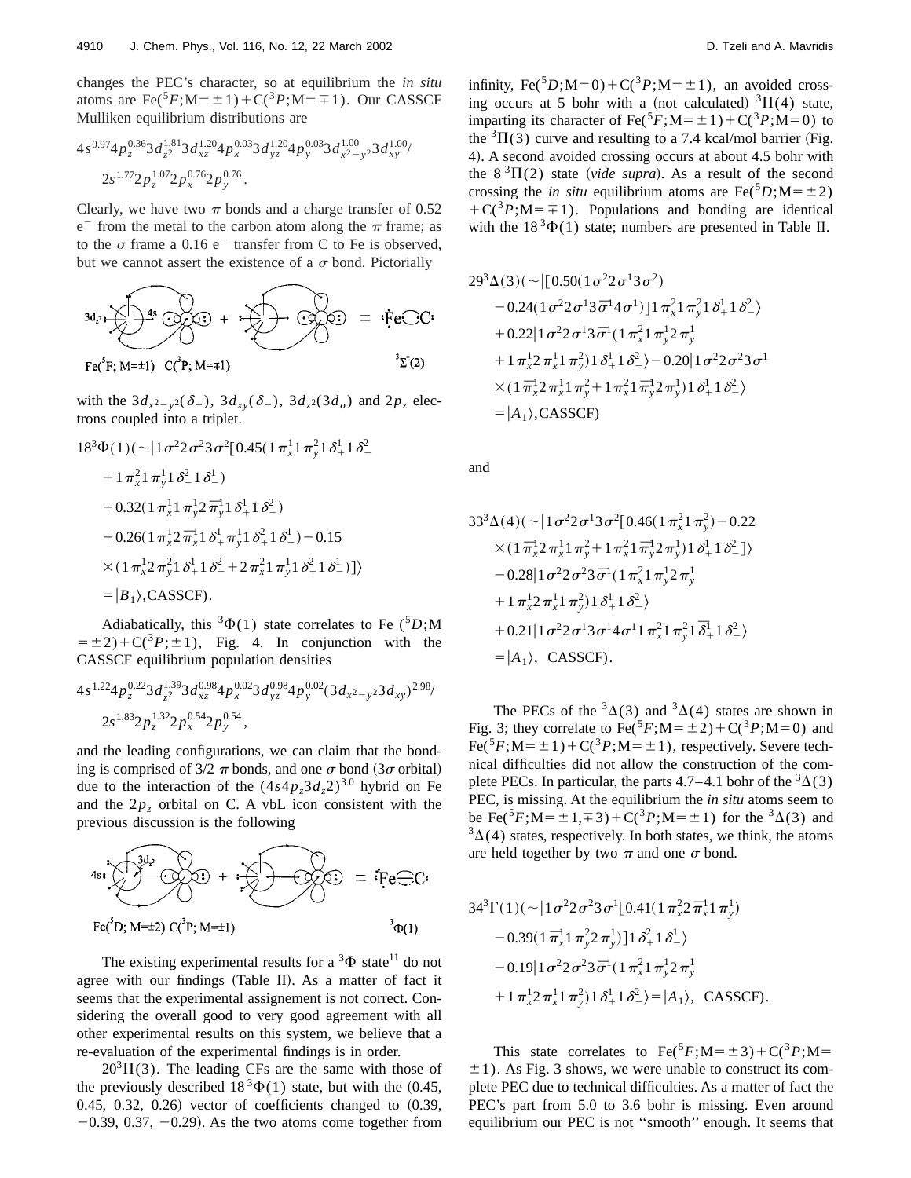changes the PEC's character, so at equilibrium the *in situ* atoms are Fe($^5F$;M$=\pm1$)+C($^3P$;M$=\mp1$). Our CASSCF Mulliken equilibrium distributions are

$$4s^{0.97}4p_z^{0.36}3d_{z^2}^{1.81}3d_{xz}^{1.20}4p_x^{0.03}3d_{yz}^{1.20}4p_y^{0.03}3d_{x^2-y^2}^{1.00}3d_{xy}^{1.00}/$$
$$2s^{1.77}2p_z^{1.07}2p_x^{0.76}2p_y^{0.76}.$$

Clearly, we have two $\pi$ bonds and a charge transfer of 0.52 e$^-$ from the metal to the carbon atom along the $\pi$ frame; as to the $\sigma$ frame a 0.16 e$^-$ transfer from C to Fe is observed, but we cannot assert the existence of a $\sigma$ bond. Pictorially

Fe($^5F$; M=±1) C($^3P$; M=∓1) $^3\Sigma^-(2)$

with the $3d_{x^2-y^2}(\delta_+)$, $3d_{xy}(\delta_-)$, $3d_{z^2}(3d_\sigma)$ and $2p_z$ electrons coupled into a triplet.

$$18\,^3\Phi(1)(\sim|1\sigma^2 2\sigma^2 3\sigma^2[0.45(1\pi_x^1 1\pi_y^2 1\delta_+^1 1\delta_-^2$$
$$+1\pi_x^2 1\pi_y^1 1\delta_+^2 1\delta_-^1)$$
$$+0.32(1\pi_x^1 1\pi_y^1 2\bar{\pi}_y^1 1\delta_+^1 1\delta_-^2)$$
$$+0.26(1\pi_x^1 2\bar{\pi}_x^1 1\delta_+^1 \pi_y^1 1\delta_+^2 1\delta_-^1)-0.15$$
$$\times(1\pi_x^1 2\pi_y^2 1\delta_+^1 1\delta_-^2+2\pi_x^2 1\pi_y^1 1\delta_+^2 1\delta_-^1)]\rangle$$
$$=|B_1\rangle,\text{CASSCF}).$$

Adiabatically, this $^3\Phi(1)$ state correlates to Fe ($^5D$;M$=\pm2$)+C($^3P$;$\pm1$), Fig. 4. In conjunction with the CASSCF equilibrium population densities

$$4s^{1.22}4p_z^{0.22}3d_{z^2}^{1.39}3d_{xz}^{0.98}4p_x^{0.02}3d_{yz}^{0.98}4p_y^{0.02}(3d_{x^2-y^2}3d_{xy})^{2.98}/$$
$$2s^{1.83}2p_z^{1.32}2p_x^{0.54}2p_y^{0.54},$$

and the leading configurations, we can claim that the bonding is comprised of 3/2 $\pi$ bonds, and one $\sigma$ bond ($3\sigma$ orbital) due to the interaction of the $(4s4p_z3d_z2)^{3.0}$ hybrid on Fe and the $2p_z$ orbital on C. A vbL icon consistent with the previous discussion is the following

Fe($^5D$; M=±2) C($^3P$; M=±1) $^3\Phi(1)$

The existing experimental results for a $^3\Phi$ state[11] do not agree with our findings (Table II). As a matter of fact it seems that the experimental assignement is not correct. Considering the overall good to very good agreement with all other experimental results on this system, we believe that a re-evaluation of the experimental findings is in order.

$20\,^3\Pi(3)$. The leading CFs are the same with those of the previously described $18\,^3\Phi(1)$ state, but with the (0.45, 0.45, 0.32, 0.26) vector of coefficients changed to (0.39, −0.39, 0.37, −0.29). As the two atoms come together from infinity, Fe($^5D$;M=0)+C($^3P$;M$=\pm1$), an avoided crossing occurs at 5 bohr with a (not calculated) $^3\Pi(4)$ state, imparting its character of Fe($^5F$;M$=\pm1$)+C($^3P$;M=0) to the $^3\Pi(3)$ curve and resulting to a 7.4 kcal/mol barrier (Fig. 4). A second avoided crossing occurs at about 4.5 bohr with the $8\,^3\Pi(2)$ state (*vide supra*). As a result of the second crossing the *in situ* equilibrium atoms are Fe($^5D$;M$=\pm2$)+C($^3P$;M$=\mp1$). Populations and bonding are identical with the $18\,^3\Phi(1)$ state; numbers are presented in Table II.

$$29\,^3\Delta(3)(\sim|[0.50(1\sigma^2 2\sigma^1 3\sigma^2)$$
$$-0.24(1\sigma^2 2\sigma^1 3\bar{\sigma}^1 4\sigma^1)]1\pi_x^2 1\pi_y^2 1\delta_+^1 1\delta_-^2\rangle$$
$$+0.22|1\sigma^2 2\sigma^1 3\bar{\sigma}^1(1\pi_x^2 1\pi_y^1 2\pi_y^1$$
$$+1\pi_x^1 2\pi_x^1 1\pi_y^2)1\delta_+^1 1\delta_-^2\rangle-0.20|1\sigma^2 2\sigma^2 3\sigma^1$$
$$\times(1\bar{\pi}_x^1 2\pi_x^1 1\pi_y^2+1\pi_x^2 1\bar{\pi}_y^1 2\pi_y^1)1\delta_+^1 1\delta_-^2\rangle$$
$$=|A_1\rangle,\text{CASSCF})$$

and

$$33\,^3\Delta(4)(\sim|1\sigma^2 2\sigma^1 3\sigma^2[0.46(1\pi_x^2 1\pi_y^2)-0.22$$
$$\times(1\bar{\pi}_x^1 2\pi_x^1 1\pi_y^2+1\pi_x^2 1\bar{\pi}_y^1 2\pi_y^1)1\delta_+^1 1\delta_-^2]\rangle$$
$$-0.28|1\sigma^2 2\sigma^2 3\bar{\sigma}^1(1\pi_x^2 1\pi_y^1 2\pi_y^1$$
$$+1\pi_x^1 2\pi_x^1 1\pi_y^2)1\delta_+^1 1\delta_-^2\rangle$$
$$+0.21|1\sigma^2 2\sigma^1 3\sigma^1 4\sigma^1 1\pi_x^2 1\pi_y^2 1\bar{\delta}_+^1 1\delta_-^2\rangle$$
$$=|A_1\rangle,\ \text{CASSCF}).$$

The PECs of the $^3\Delta(3)$ and $^3\Delta(4)$ states are shown in Fig. 3; they correlate to Fe($^5F$;M$=\pm2$)+C($^3P$;M=0) and Fe($^5F$;M$=\pm1$)+C($^3P$;M$=\pm1$), respectively. Severe technical difficulties did not allow the construction of the complete PECs. In particular, the parts 4.7–4.1 bohr of the $^3\Delta(3)$ PEC, is missing. At the equilibrium the *in situ* atoms seem to be Fe($^5F$;M$=\pm1,\mp3$)+C($^3P$;M$=\pm1$) for the $^3\Delta(3)$ and $^3\Delta(4)$ states, respectively. In both states, we think, the atoms are held together by two $\pi$ and one $\sigma$ bond.

$$34\,^3\Gamma(1)(\sim|1\sigma^2 2\sigma^2 3\sigma^1[0.41(1\pi_x^2 2\bar{\pi}_x^1 1\pi_y^1)$$
$$-0.39(1\bar{\pi}_x^1 1\pi_y^2 2\pi_y^1)]1\delta_+^2 1\delta_-^1\rangle$$
$$-0.19|1\sigma^2 2\sigma^2 3\bar{\sigma}^1(1\pi_x^2 1\pi_y^1 2\pi_y^1$$
$$+1\pi_x^1 2\pi_x^1 1\pi_y^2)1\delta_+^1 1\delta_-^2\rangle=|A_1\rangle,\ \text{CASSCF}).$$

This state correlates to Fe($^5F$;M$=\pm3$)+C($^3P$;M$=\pm1$). As Fig. 3 shows, we were unable to construct its complete PEC due to technical difficulties. As a matter of fact the PEC's part from 5.0 to 3.6 bohr is missing. Even around equilibrium our PEC is not "smooth" enough. It seems that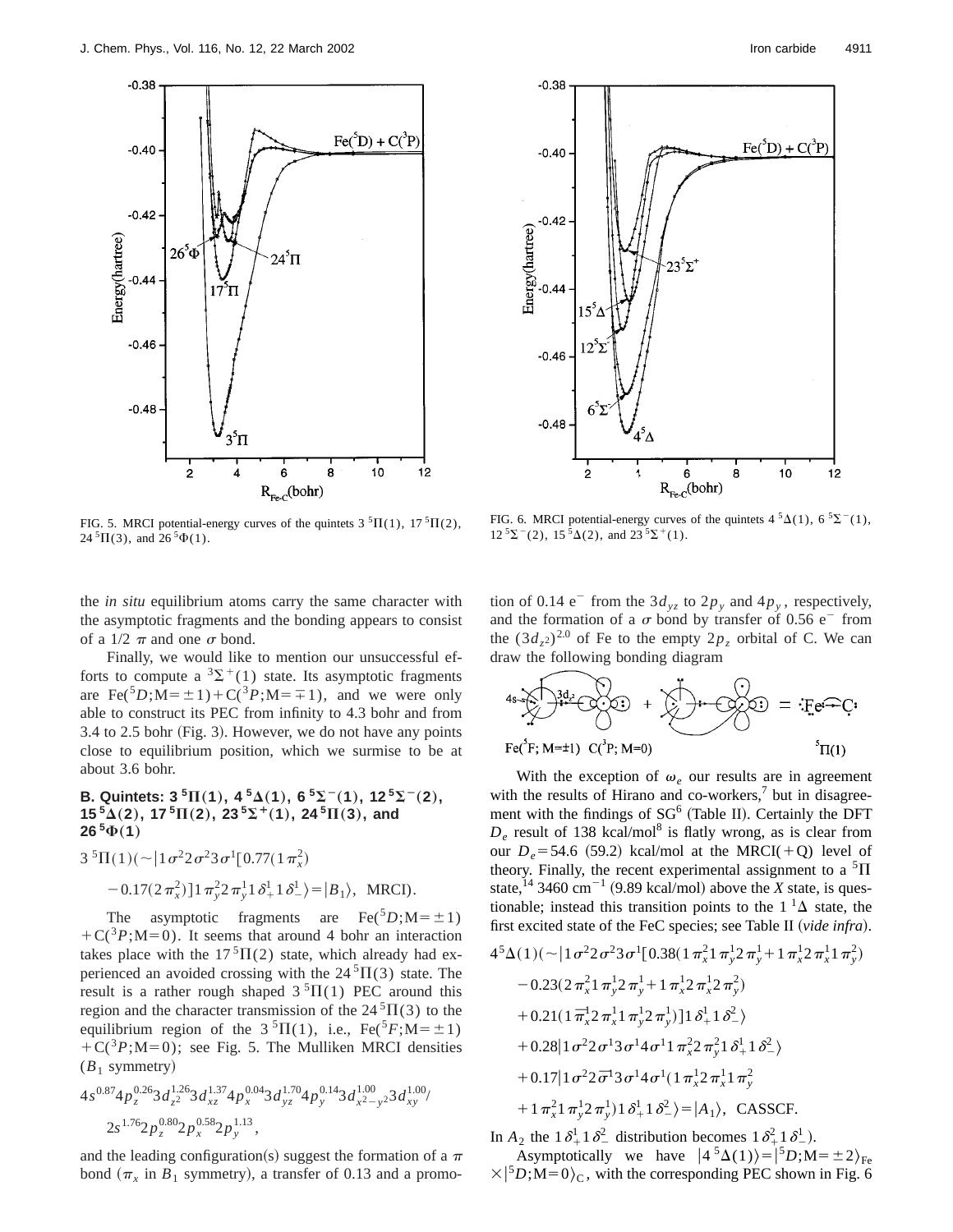FIG. 5. MRCI potential-energy curves of the quintets $3\,^5\Pi(1)$, $17\,^5\Pi(2)$, $24\,^5\Pi(3)$, and $26\,^5\Phi(1)$.

FIG. 6. MRCI potential-energy curves of the quintets $4\,^5\Delta(1)$, $6\,^5\Sigma^-(1)$, $12\,^5\Sigma^-(2)$, $15\,^5\Delta(2)$, and $23\,^5\Sigma^+(1)$.

the *in situ* equilibrium atoms carry the same character with the asymptotic fragments and the bonding appears to consist of a 1/2 $\pi$ and one $\sigma$ bond.

Finally, we would like to mention our unsuccessful efforts to compute a $^3\Sigma^+(1)$ state. Its asymptotic fragments are Fe($^5D$;M$=\pm1$)+C($^3P$;M$=\mp1$), and we were only able to construct its PEC from infinity to 4.3 bohr and from 3.4 to 2.5 bohr (Fig. 3). However, we do not have any points close to equilibrium position, which we surmise to be at about 3.6 bohr.

### B. Quintets: $3\,^5\Pi(1)$, $4\,^5\Delta(1)$, $6\,^5\Sigma^-(1)$, $12\,^5\Sigma^-(2)$, $15\,^5\Delta(2)$, $17\,^5\Pi(2)$, $23\,^5\Sigma^+(1)$, $24\,^5\Pi(3)$, and $26\,^5\Phi(1)$

$$3\,^5\Pi(1)(\sim|1\sigma^2 2\sigma^2 3\sigma^1[0.77(1\pi_x^2) - 0.17(2\pi_x^2)]1\pi_y^2 2\pi_y^1 1\delta_+^1 1\delta_-^1\rangle = |B_1\rangle,\ \text{MRCI}).$$

The asymptotic fragments are Fe($^5D$;M$=\pm1$)+C($^3P$;M$=0$). It seems that around 4 bohr an interaction takes place with the $17\,^5\Pi(2)$ state, which already had experienced an avoided crossing with the $24\,^5\Pi(3)$ state. The result is a rather rough shaped $3\,^5\Pi(1)$ PEC around this region and the character transmission of the $24\,^5\Pi(3)$ to the equilibrium region of the $3\,^5\Pi(1)$, i.e., Fe($^5F$;M$=\pm1$)+C($^3P$;M$=0$); see Fig. 5. The Mulliken MRCI densities ($B_1$ symmetry)

$$4s^{0.87}4p_z^{0.26}3d_{z^2}^{1.26}3d_{xz}^{1.37}4p_x^{0.04}3d_{yz}^{1.70}4p_y^{0.14}3d_{x^2-y^2}^{1.00}3d_{xy}^{1.00}/\ 2s^{1.76}2p_z^{0.80}2p_x^{0.58}2p_y^{1.13},$$

and the leading configuration(s) suggest the formation of a $\pi$ bond ($\pi_x$ in $B_1$ symmetry), a transfer of 0.13 and a promotion of 0.14 e$^-$ from the $3d_{yz}$ to $2p_y$ and $4p_y$, respectively, and the formation of a $\sigma$ bond by transfer of 0.56 e$^-$ from the $(3d_{z^2})^{2.0}$ of Fe to the empty $2p_z$ orbital of C. We can draw the following bonding diagram

Fe($^5F$; M=±1)   C($^3P$; M=0)   $^5\Pi(1)$

With the exception of $\omega_e$ our results are in agreement with the results of Hirano and co-workers,[7] but in disagreement with the findings of SG[6] (Table II). Certainly the DFT $D_e$ result of 138 kcal/mol[8] is flatly wrong, as is clear from our $D_e$=54.6 (59.2) kcal/mol at the MRCI(+Q) level of theory. Finally, the recent experimental assignment to a $^5\Pi$ state,[14] 3460 cm$^{-1}$ (9.89 kcal/mol) above the *X* state, is questionable; instead this transition points to the $1\,^1\Delta$ state, the first excited state of the FeC species; see Table II (*vide infra*).

$$\begin{aligned}4\,^5\Delta(1)(\sim&|1\sigma^2 2\sigma^2 3\sigma^1[0.38(1\pi_x^2 1\pi_y^1 2\pi_y^1 + 1\pi_x^1 2\pi_x^1 1\pi_y^2)\\&-0.23(2\pi_x^2 1\pi_y^1 2\pi_y^1 + 1\pi_x^1 2\pi_x^1 2\pi_y^2)\\&+0.21(1\bar{\pi}_x^1 2\pi_x^1 1\pi_y^1 2\pi_y^1)]1\delta_+^1 1\delta_-^2\rangle\\&+0.28|1\sigma^2 2\sigma^1 3\sigma^1 4\sigma^1 1\pi_x^2 2\pi_y^2 1\delta_+^1 1\delta_-^2\rangle\\&+0.17|1\sigma^2 2\bar{\sigma}^1 3\sigma^1 4\sigma^1(1\pi_x^1 2\pi_x^1 1\pi_y^2\\&+1\pi_x^2 1\pi_y^1 2\pi_y^1)1\delta_+^1 1\delta_-^2\rangle = |A_1\rangle,\ \text{CASSCF}.\end{aligned}$$

In $A_2$ the $1\delta_+^1 1\delta_-^2$ distribution becomes $1\delta_+^2 1\delta_-^1$).

Asymptotically we have $|4\,^5\Delta(1)\rangle = |^5D;M=\pm2\rangle_{\text{Fe}} \times |^5D;M=0\rangle_{\text{C}}$, with the corresponding PEC shown in Fig. 6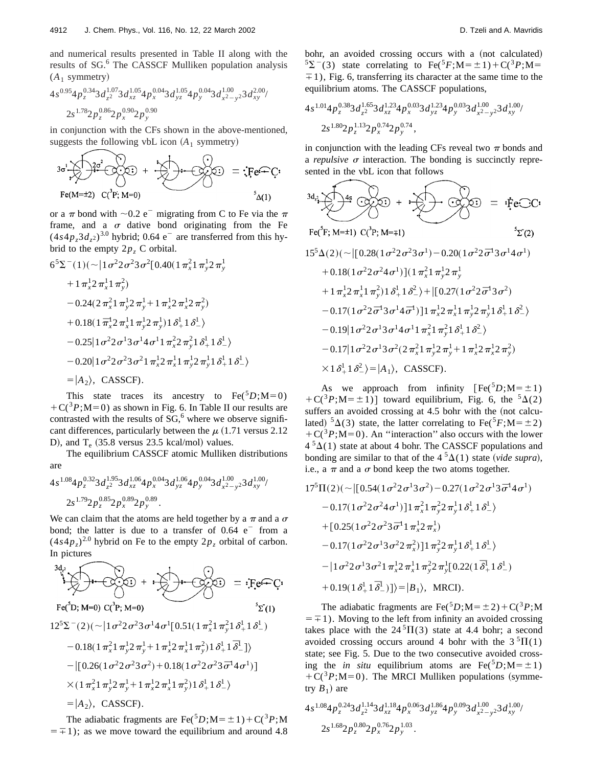and numerical results presented in Table II along with the results of SG.[6] The CASSCF Mulliken population analysis ($A_1$ symmetry)

$$4s^{0.95}4p_z^{0.34}3d_{z^2}^{1.07}3d_{xz}^{1.05}4p_x^{0.04}3d_{yz}^{1.05}4p_y^{0.04}3d_{x^2-y^2}^{1.00}3d_{xy}^{2.00}/$$
$$2s^{1.78}2p_z^{0.86}2p_x^{0.90}2p_y^{0.90}$$

in conjunction with the CFs shown in the above-mentioned, suggests the following vbL icon ($A_1$ symmetry)

Fe(M=±2) C($^3$P; M=0) $\quad$ $^5\Delta(1)$

or a $\pi$ bond with ~0.2 e$^-$ migrating from C to Fe via the $\pi$ frame, and a $\sigma$ dative bond originating from the Fe $(4s4p_z3d_{z^2})^{3.0}$ hybrid; 0.64 e$^-$ are transferred from this hybrid to the empty $2p_z$ C orbital.

$$6\,^5\Sigma^-(1)(\sim|1\sigma^2 2\sigma^2 3\sigma^2[0.40(1\pi_x^2 1\pi_y^1 2\pi_y^1 + 1\pi_x^1 2\pi_x^1 1\pi_y^2) - 0.24(2\pi_x^2 1\pi_y^1 2\pi_y^1 + 1\pi_x^1 2\pi_x^1 2\pi_y^2) + 0.18(1\bar{\pi}_x^1 2\pi_x^1 1\pi_y^1 2\pi_y^1)]1\delta_+^1 1\delta_-^1\rangle - 0.25|1\sigma^2 2\sigma^1 3\sigma^1 4\sigma^1 1\pi_x^2 2\pi_y^2 1\delta_+^1 1\delta_-^1\rangle - 0.20|1\sigma^2 2\sigma^2 3\sigma^2 1\pi_x^1 2\pi_x^1 1\pi_y^1 2\pi_y^1 1\delta_+^1 1\delta_-^1\rangle = |A_2\rangle,\ \text{CASSCF}).$$

This state traces its ancestry to Fe($^5D$;M=0) +C($^3P$;M=0) as shown in Fig. 6. In Table II our results are contrasted with the results of SG,[6] where we observe significant differences, particularly between the $\mu$ (1.71 versus 2.12 D), and $T_e$ (35.8 versus 23.5 kcal/mol) values.

The equilibrium CASSCF atomic Mulliken distributions are

$$4s^{1.08}4p_z^{0.32}3d_{z^2}^{1.95}3d_{xz}^{1.06}4p_x^{0.04}3d_{yz}^{1.06}4p_y^{0.04}3d_{x^2-y^2}^{1.00}3d_{xy}^{1.00}/$$
$$2s^{1.79}2p_z^{0.85}2p_x^{0.89}2p_y^{0.89}.$$

We can claim that the atoms are held together by a $\pi$ and a $\sigma$ bond; the latter is due to a transfer of 0.64 e$^-$ from a $(4s4p_z)^{2.0}$ hybrid on Fe to the empty $2p_z$ orbital of carbon. In pictures

Fe($^5$D; M=0) C($^3$P; M=0) $\quad$ $^5\Sigma^-(1)$

$$12\,^5\Sigma^-(2)(\sim|1\sigma^2 2\sigma^2 3\sigma^1 4\sigma^1[0.51(1\pi_x^2 1\pi_y^2 1\delta_+^1 1\delta_-^1) - 0.18(1\pi_x^2 1\pi_y^1 2\pi_y^1 + 1\pi_x^1 2\pi_x^1 1\pi_y^2)1\delta_+^1 1\bar{\delta}_-^1]\rangle - |[0.26(1\sigma^2 2\sigma^2 3\sigma^2) + 0.18(1\sigma^2 2\sigma^2 3\bar{\sigma}^1 4\sigma^1)] \times (1\pi_x^2 1\pi_y^1 2\pi_y^1 + 1\pi_x^1 2\pi_x^1 1\pi_y^2)1\delta_+^1 1\delta_-^1\rangle = |A_2\rangle,\ \text{CASSCF}).$$

The adiabatic fragments are Fe($^5D$;M=±1)+C($^3P$;M=∓1); as we move toward the equilibrium and around 4.8 bohr, an avoided crossing occurs with a (not calculated) $^5\Sigma^-(3)$ state correlating to Fe($^5F$;M=±1)+C($^3P$;M=∓1), Fig. 6, transferring its character at the same time to the equilibrium atoms. The CASSCF populations,

$$4s^{1.01}4p_z^{0.38}3d_{z^2}^{1.65}3d_{xz}^{1.23}4p_x^{0.03}3d_{yz}^{1.23}4p_y^{0.03}3d_{x^2-y^2}^{1.00}3d_{xy}^{1.00}/$$
$$2s^{1.80}2p_z^{1.13}2p_x^{0.74}2p_y^{0.74},$$

in conjunction with the leading CFs reveal two $\pi$ bonds and a *repulsive* $\sigma$ interaction. The bonding is succinctly represented in the vbL icon that follows

Fe($^5$F; M=±1) C($^3$P; M=∓1) $\quad$ $^5\Sigma^-(2)$

$$15\,^5\Delta(2)(\sim|[0.28(1\sigma^2 2\sigma^2 3\sigma^1) - 0.20(1\sigma^2 2\bar{\sigma}^1 3\sigma^1 4\sigma^1) + 0.18(1\sigma^2 2\sigma^2 4\sigma^1)](1\pi_x^2 1\pi_y^1 2\pi_y^1 + 1\pi_x^1 2\pi_x^1 1\pi_y^2)1\delta_+^1 1\delta_-^2\rangle + |[0.27(1\sigma^2 2\bar{\sigma}^1 3\sigma^2) - 0.17(1\sigma^2 3\bar{\sigma}^1 3\sigma^1 4\bar{\sigma}^1)]1\pi_x^2 2\pi_x^1 1\pi_y^1 2\pi_y^1 1\delta_+^1 1\delta_-^2\rangle - 0.19|1\sigma^2 2\sigma^1 3\sigma^1 4\sigma^1 1\pi_x^2 1\pi_y^2 1\delta_+^1 1\delta_-^2\rangle - 0.17|1\sigma^2 2\sigma^1 3\sigma^2(2\pi_x^2 1\pi_y^1 2\pi_y^1 + 1\pi_x^1 2\pi_x^1 2\pi_y^2) \times 1\delta_+^1 1\delta_-^2\rangle = |A_1\rangle,\ \text{CASSCF}).$$

As we approach from infinity [Fe($^5D$;M=±1) +C($^3P$;M=±1)] toward equilibrium, Fig. 6, the $^5\Delta(2)$ suffers an avoided crossing at 4.5 bohr with the (not calculated) $^5\Delta(3)$ state, the latter correlating to Fe($^5F$;M=±2) +C($^3P$;M=0). An "interaction" also occurs with the lower $4\,^5\Delta(1)$ state at about 4 bohr. The CASSCF populations and bonding are similar to that of the $4\,^5\Delta(1)$ state (*vide supra*), i.e., a $\pi$ and a $\sigma$ bond keep the two atoms together.

$$17\,^5\Pi(2)(\sim|[0.54(1\sigma^2 2\sigma^1 3\sigma^2) - 0.27(1\sigma^2 2\sigma^1 3\bar{\sigma}^1 4\sigma^1) - 0.17(1\sigma^2 2\sigma^2 4\sigma^1)]1\pi_x^2 1\pi_y^2 2\pi_y^1 1\delta_+^1 1\delta_-^1\rangle + [0.25(1\sigma^2 2\sigma^2 3\bar{\sigma}^1 1\pi_x^1 2\pi_x^1) - 0.17(1\sigma^2 2\sigma^1 3\sigma^2 2\pi_x^2)]1\pi_y^2 2\pi_y^1 1\delta_+^1 1\delta_-^1\rangle - |1\sigma^2 2\sigma^1 3\sigma^1 1\pi_x^1 2\pi_x^1 1\pi_y^2 2\pi_y^1[0.22(1\bar{\delta}_+^1 1\delta_-^1) + 0.19(1\delta_+^1 1\bar{\delta}_-^1)]\rangle = |B_1\rangle,\ \text{MRCI}).$$

The adiabatic fragments are Fe($^5D$;M=±2)+C($^3P$;M =∓1). Moving to the left from infinity an avoided crossing takes place with the $24\,^5\Pi(3)$ state at 4.4 bohr; a second avoided crossing occurs around 4 bohr with the $3\,^5\Pi(1)$ state; see Fig. 5. Due to the two consecutive avoided crossing the *in situ* equilibrium atoms are Fe($^5D$;M=±1) +C($^3P$;M=0). The MRCI Mulliken populations (symmetry $B_1$) are

$$4s^{1.08}4p_z^{0.24}3d_{z^2}^{1.14}3d_{xz}^{1.18}4p_x^{0.06}3d_{yz}^{1.86}4p_y^{0.09}3d_{x^2-y^2}^{1.00}3d_{xy}^{1.00}/$$
$$2s^{1.68}2p_z^{0.80}2p_x^{0.76}2p_y^{1.03}.$$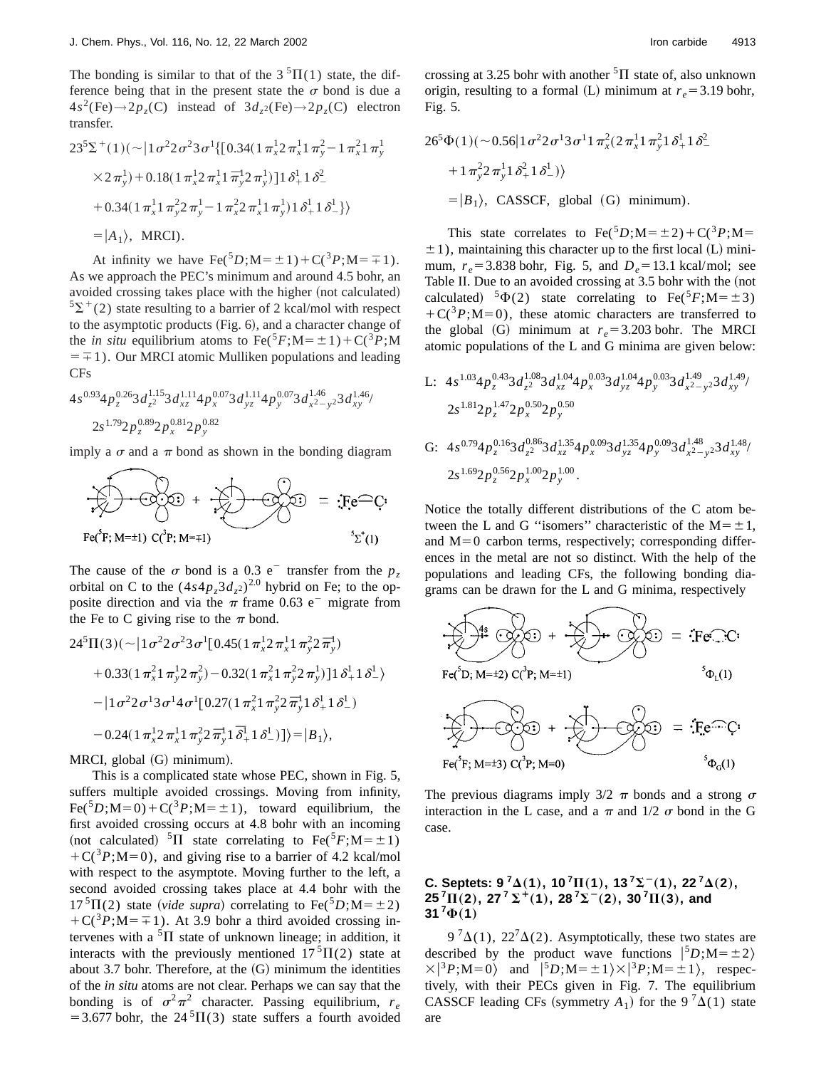The bonding is similar to that of the $3\,^5\Pi(1)$ state, the difference being that in the present state the $\sigma$ bond is due a $4s^2(\text{Fe})\rightarrow 2p_z(\text{C})$ instead of $3d_{z^2}(\text{Fe})\rightarrow 2p_z(\text{C})$ electron transfer.

$$23\,^5\Sigma^+(1)(\sim|1\sigma^2 2\sigma^2 3\sigma^1\{[0.34(1\pi_x^1 2\pi_x^1 1\pi_y^2 - 1\pi_x^2 1\pi_y^1 \times 2\pi_y^1) + 0.18(1\pi_x^1 2\pi_x^1 1\bar{\pi}_y^1 2\pi_y^1)]1\delta_+^1 1\delta_-^2 + 0.34(1\pi_x^1 1\pi_y^2 2\pi_y^1 - 1\pi_x^2 2\pi_x^1 1\pi_y^1)1\delta_+^1 1\delta_-^1\}\rangle = |A_1\rangle, \text{ MRCI}).$$

At infinity we have $\text{Fe}(^5D;M=\pm1)+\text{C}(^3P;M=\mp1)$. As we approach the PEC's minimum and around 4.5 bohr, an avoided crossing takes place with the higher (not calculated) $^5\Sigma^+(2)$ state resulting to a barrier of 2 kcal/mol with respect to the asymptotic products (Fig. 6), and a character change of the *in situ* equilibrium atoms to $\text{Fe}(^5F;M=\pm1)+\text{C}(^3P;M=\mp1)$. Our MRCI atomic Mulliken populations and leading CFs

$$4s^{0.93}4p_z^{0.26}3d_{z^2}^{1.15}3d_{xz}^{1.11}4p_x^{0.07}3d_{yz}^{1.11}4p_y^{0.07}3d_{x^2-y^2}^{1.46}3d_{xy}^{1.46}/\,2s^{1.79}2p_z^{0.89}2p_x^{0.81}2p_y^{0.82}$$

imply a $\sigma$ and a $\pi$ bond as shown in the bonding diagram

Fe($^5F$; M=±1) C($^3P$; M=∓1) $\qquad ^5\Sigma^+(1)$

The cause of the $\sigma$ bond is a 0.3 e$^-$ transfer from the $p_z$ orbital on C to the $(4s4p_z3d_{z^2})^{2.0}$ hybrid on Fe; to the opposite direction and via the $\pi$ frame 0.63 e$^-$ migrate from the Fe to C giving rise to the $\pi$ bond.

$$24\,^5\Pi(3)(\sim|1\sigma^2 2\sigma^2 3\sigma^1[0.45(1\pi_x^1 2\pi_x^1 1\pi_y^2 2\bar{\pi}_y^1) + 0.33(1\pi_x^2 1\pi_y^1 2\pi_y^2) - 0.32(1\pi_x^2 1\pi_y^2 2\pi_y^1)]1\delta_+^1 1\delta_-^1\rangle - |1\sigma^2 2\sigma^1 3\sigma^1 4\sigma^1[0.27(1\pi_x^2 1\pi_y^2 2\bar{\pi}_y^1 1\delta_+^1 1\delta_-^1) - 0.24(1\pi_x^1 2\pi_x^1 1\pi_y^2 2\bar{\pi}_y^1 1\bar{\delta}_+^1 1\delta_-^1)]\rangle = |B_1\rangle,$$

MRCI, global (G) minimum).

This is a complicated state whose PEC, shown in Fig. 5, suffers multiple avoided crossings. Moving from infinity, $\text{Fe}(^5D;M=0)+\text{C}(^3P;M=\pm1)$, toward equilibrium, the first avoided crossing occurs at 4.8 bohr with an incoming (not calculated) $^5\Pi$ state correlating to $\text{Fe}(^5F;M=\pm1)+\text{C}(^3P;M=0)$, and giving rise to a barrier of 4.2 kcal/mol with respect to the asymptote. Moving further to the left, a second avoided crossing takes place at 4.4 bohr with the $17\,^5\Pi(2)$ state (*vide supra*) correlating to $\text{Fe}(^5D;M=\pm2)+\text{C}(^3P;M=\mp1)$. At 3.9 bohr a third avoided crossing intervenes with a $^5\Pi$ state of unknown lineage; in addition, it interacts with the previously mentioned $17\,^5\Pi(2)$ state at about 3.7 bohr. Therefore, at the (G) minimum the identities of the *in situ* atoms are not clear. Perhaps we can say that the bonding is of $\sigma^2\pi^2$ character. Passing equilibrium, $r_e=3.677$ bohr, the $24\,^5\Pi(3)$ state suffers a fourth avoided crossing at 3.25 bohr with another $^5\Pi$ state of, also unknown origin, resulting to a formal (L) minimum at $r_e=3.19$ bohr, Fig. 5.

$$26\,^5\Phi(1)(\sim 0.56|1\sigma^2 2\sigma^1 3\sigma^1 1\pi_x^2(2\pi_x^1 1\pi_y^2 1\delta_+^1 1\delta_-^2 + 1\pi_y^2 2\pi_y^1 1\delta_+^2 1\delta_-^1)\rangle = |B_1\rangle, \text{ CASSCF, global (G) minimum}).$$

This state correlates to $\text{Fe}(^5D;M=\pm2)+\text{C}(^3P;M=\pm1)$, maintaining this character up to the first local (L) minimum, $r_e=3.838$ bohr, Fig. 5, and $D_e=13.1$ kcal/mol; see Table II. Due to an avoided crossing at 3.5 bohr with the (not calculated) $^5\Phi(2)$ state correlating to $\text{Fe}(^5F;M=\pm3)+\text{C}(^3P;M=0)$, these atomic characters are transferred to the global (G) minimum at $r_e=3.203$ bohr. The MRCI atomic populations of the L and G minima are given below:

$$\text{L:}\ 4s^{1.03}4p_z^{0.43}3d_{z^2}^{1.08}3d_{xz}^{1.04}4p_x^{0.03}3d_{yz}^{1.04}4p_y^{0.03}3d_{x^2-y^2}^{1.49}3d_{xy}^{1.49}/\,2s^{1.81}2p_z^{1.47}2p_x^{0.50}2p_y^{0.50}$$

$$\text{G:}\ 4s^{0.79}4p_z^{0.16}3d_{z^2}^{0.86}3d_{xz}^{1.35}4p_x^{0.09}3d_{yz}^{1.35}4p_y^{0.09}3d_{x^2-y^2}^{1.48}3d_{xy}^{1.48}/\,2s^{1.69}2p_z^{0.56}2p_x^{1.00}2p_y^{1.00}.$$

Notice the totally different distributions of the C atom between the L and G "isomers" characteristic of the M=±1, and M=0 carbon terms, respectively; corresponding differences in the metal are not so distinct. With the help of the populations and leading CFs, the following bonding diagrams can be drawn for the L and G minima, respectively

Fe($^5D$; M=±2) C($^3P$; M=±1) $\qquad ^5\Phi_L(1)$

Fe($^5F$; M=±3) C($^3P$; M=0) $\qquad ^5\Phi_G(1)$

The previous diagrams imply 3/2 $\pi$ bonds and a strong $\sigma$ interaction in the L case, and a $\pi$ and 1/2 $\sigma$ bond in the G case.

### C. Septets: $9\,^7\Delta(1)$, $10\,^7\Pi(1)$, $13\,^7\Sigma^-(1)$, $22\,^7\Delta(2)$, $25\,^7\Pi(2)$, $27\,^7\Sigma^+(1)$, $28\,^7\Sigma^-(2)$, $30\,^7\Pi(3)$, and $31\,^7\Phi(1)$

$9\,^7\Delta(1)$, $22\,^7\Delta(2)$. Asymptotically, these two states are described by the product wave functions $|^5D;M=\pm2\rangle\times|^3P;M=0\rangle$ and $|^5D;M=\pm1\rangle\times|^3P;M=\pm1\rangle$, respectively, with their PECs given in Fig. 7. The equilibrium CASSCF leading CFs (symmetry $A_1$) for the $9\,^7\Delta(1)$ state are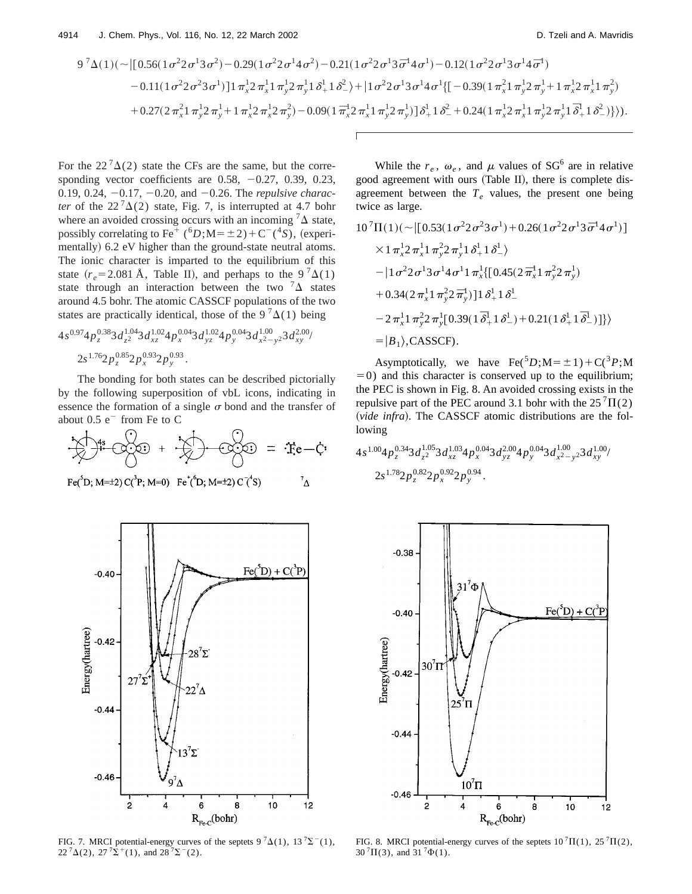$$9\,^7\Delta(1)(\sim|[0.56(1\sigma^2 2\sigma^1 3\sigma^2)-0.29(1\sigma^2 2\sigma^1 4\sigma^2)-0.21(1\sigma^2 2\sigma^1 3\bar{\sigma}^1 4\sigma^1)-0.12(1\sigma^2 2\sigma^1 3\sigma^1 4\bar{\sigma}^1)$$

$$-0.11(1\sigma^2 2\sigma^2 3\sigma^1)]1\pi_x^1 2\pi_x^1 1\pi_y^1 2\pi_y^1 1\delta_+^1 1\delta_-^2\rangle+|1\sigma^2 2\sigma^1 3\sigma^1 4\sigma^1\{[-0.39(1\pi_x^2 1\pi_y^1 2\pi_y^1+1\pi_x^1 2\pi_x^1 1\pi_y^2)$$

$$+0.27(2\pi_x^2 1\pi_y^1 2\pi_y^1+1\pi_x^1 2\pi_x^1 2\pi_y^2)-0.09(1\bar{\pi}_x^1 2\pi_x^1 1\pi_y^1 2\pi_y^1)]\delta_+^1 1\delta_-^2+0.24(1\pi_x^1 2\pi_x^1 1\pi_y^1 2\pi_y^1 1\bar{\delta}_+^1 1\delta_-^2)\}\rangle).$$

For the $22\,^7\Delta(2)$ state the CFs are the same, but the corresponding vector coefficients are 0.58, −0.27, 0.39, 0.23, 0.19, 0.24, −0.17, −0.20, and −0.26. The *repulsive character* of the $22\,^7\Delta(2)$ state, Fig. 7, is interrupted at 4.7 bohr where an avoided crossing occurs with an incoming $^7\Delta$ state, possibly correlating to $Fe^+$ ($^6D$;M=±2)+$C^-$($^4S$), (experimentally) 6.2 eV higher than the ground-state neutral atoms. The ionic character is imparted to the equilibrium of this state ($r_e$=2.081 Å, Table II), and perhaps to the $9\,^7\Delta(1)$ state through an interaction between the two $^7\Delta$ states around 4.5 bohr. The atomic CASSCF populations of the two states are practically identical, those of the $9\,^7\Delta(1)$ being

$$4s^{0.97}4p_z^{0.38}3d_{z^2}^{1.04}3d_{xz}^{1.02}4p_x^{0.04}3d_{yz}^{1.02}4p_y^{0.04}3d_{x^2-y^2}^{1.00}3d_{xy}^{2.00}/$$
$$2s^{1.76}2p_z^{0.85}2p_x^{0.93}2p_y^{0.93}.$$

The bonding for both states can be described pictorially by the following superposition of vbL icons, indicating in essence the formation of a single σ bond and the transfer of about 0.5 e⁻ from Fe to C

Fe($^5D$; M=±2) C($^3P$; M=0) + $Fe^+$($^6D$; M=±2) $C^-$($^4S$) = Fe—C $^7\Delta$

While the $r_e$, $\omega_e$, and $\mu$ values of SG[6] are in relative good agreement with ours (Table II), there is complete disagreement between the $T_e$ values, the present one being twice as large.

$$10\,^7\Pi(1)(\sim|[0.53(1\sigma^2 2\sigma^2 3\sigma^1)+0.26(1\sigma^2 2\sigma^1 3\bar{\sigma}^1 4\sigma^1)]$$
$$\times 1\pi_x^1 2\pi_x^1 1\pi_y^2 2\pi_y^1 1\delta_+^1 1\delta_-^1\rangle$$
$$-|1\sigma^2 2\sigma^1 3\sigma^1 4\sigma^1 1\pi_x^1\{[0.45(2\bar{\pi}_x^1 1\pi_y^2 2\pi_y^1)$$
$$+0.34(2\pi_x^1 1\pi_y^2 2\bar{\pi}_y^1)]1\delta_+^1 1\delta_-^1$$
$$-2\pi_x^1 1\pi_y^2 2\pi_y^1[0.39(1\bar{\delta}_+^1 1\delta_-^1)+0.21(1\delta_+^1 1\bar{\delta}_-^1)]\}\rangle$$
$$=|B_1\rangle,\text{CASSCF}).$$

Asymptotically, we have Fe($^5D$;M=±1)+C($^3P$;M=0) and this character is conserved up to the equilibrium; the PEC is shown in Fig. 8. An avoided crossing exists in the repulsive part of the PEC around 3.1 bohr with the $25\,^7\Pi(2)$ (*vide infra*). The CASSCF atomic distributions are the following

$$4s^{1.00}4p_z^{0.34}3d_{z^2}^{1.05}3d_{xz}^{1.03}4p_x^{0.04}3d_{yz}^{2.00}4p_y^{0.04}3d_{x^2-y^2}^{1.00}3d_{xy}^{1.00}/$$
$$2s^{1.78}2p_z^{0.82}2p_x^{0.92}2p_y^{0.94}.$$

FIG. 7. MRCI potential-energy curves of the septets $9\,^7\Delta(1)$, $13\,^7\Sigma^-(1)$, $22\,^7\Delta(2)$, $27\,^7\Sigma^+(1)$, and $28\,^7\Sigma^-(2)$.

FIG. 8. MRCI potential-energy curves of the septets $10\,^7\Pi(1)$, $25\,^7\Pi(2)$, $30\,^7\Pi(3)$, and $31\,^7\Phi(1)$.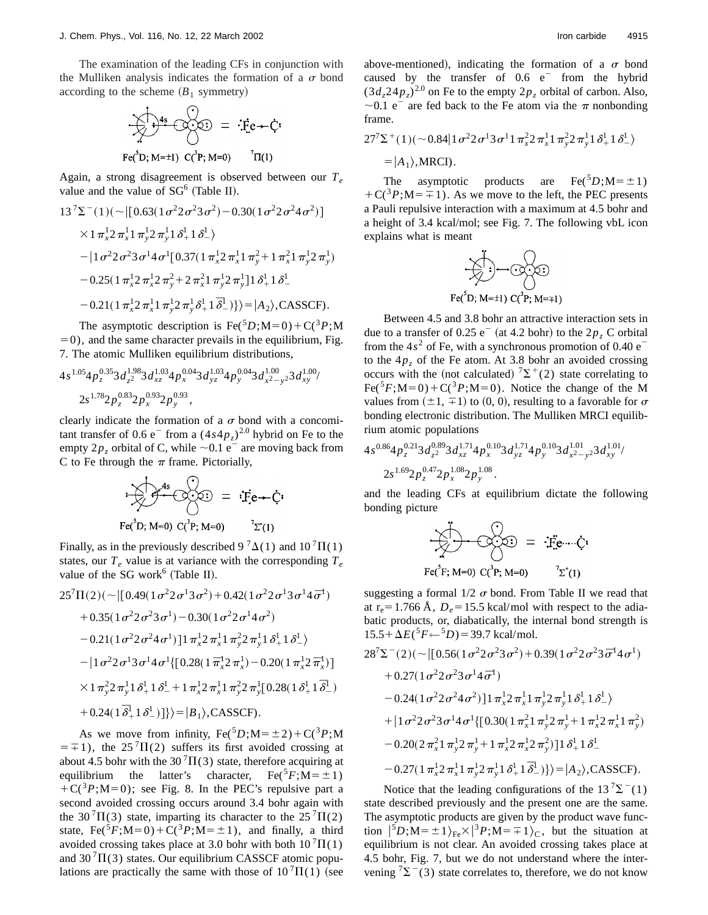The examination of the leading CFs in conjunction with the Mulliken analysis indicates the formation of a $\sigma$ bond according to the scheme ($B_1$ symmetry)

Fe($^5D$; M=±1) C($^3P$; M=0) $^7\Pi(1)$

Again, a strong disagreement is observed between our $T_e$ value and the value of SG[6] (Table II).

$$13\,^7\Sigma^-(1)(\sim|[0.63(1\sigma^2 2\sigma^2 3\sigma^2)-0.30(1\sigma^2 2\sigma^2 4\sigma^2)]$$
$$\times 1\pi_x^1 2\pi_x^1 1\pi_y^1 2\pi_y^1 1\delta_+^1 1\delta_-^1\rangle$$
$$-|1\sigma^2 2\sigma^2 3\sigma^1 4\sigma^1[0.37(1\pi_x^1 2\pi_x^1 1\pi_y^2+1\pi_x^2 1\pi_y^1 2\pi_y^1)$$
$$-0.25(1\pi_x^1 2\pi_x^1 2\pi_y^2+2\pi_x^2 1\pi_y^1 2\pi_y^1]1\delta_+^1 1\delta_-^1$$
$$-0.21(1\pi_x^1 2\pi_x^1 1\pi_y^1 2\pi_y^1 \delta_+^1 1\bar{\delta}_-^1)\}\rangle=|A_2\rangle,\text{CASSCF}).$$

The asymptotic description is Fe($^5D$;M=0)+C($^3P$;M=0), and the same character prevails in the equilibrium, Fig. 7. The atomic Mulliken equilibrium distributions,

$$4s^{1.05}4p_z^{0.35}3d_{z^2}^{1.98}3d_{xz}^{1.03}4p_x^{0.04}3d_{yz}^{1.03}4p_y^{0.04}3d_{x^2-y^2}^{1.00}3d_{xy}^{1.00}/$$
$$2s^{1.78}2p_z^{0.83}2p_x^{0.93}2p_y^{0.93},$$

clearly indicate the formation of a $\sigma$ bond with a concomitant transfer of 0.6 e$^-$ from a $(4s4p_z)^{2.0}$ hybrid on Fe to the empty $2p_z$ orbital of C, while ~0.1 e$^-$ are moving back from C to Fe through the $\pi$ frame. Pictorially,

Fe($^5D$; M=0) C($^3P$; M=0) $^7\Sigma^-(1)$

Finally, as in the previously described 9 $^7\Delta(1)$ and 10 $^7\Pi(1)$ states, our $T_e$ value is at variance with the corresponding $T_e$ value of the SG work[6] (Table II).

$$25^7\Pi(2)(\sim|[0.49(1\sigma^2 2\sigma^1 3\sigma^2)+0.42(1\sigma^2 2\sigma^1 3\sigma^1 4\bar{\sigma}^1)$$
$$+0.35(1\sigma^2 2\sigma^2 3\sigma^1)-0.30(1\sigma^2 2\sigma^1 4\sigma^2)$$
$$-0.21(1\sigma^2 2\sigma^2 4\sigma^1)]1\pi_x^2 2\pi_x^1 1\pi_y^2 2\pi_y^1 1\delta_+^1 1\delta_-^1\rangle$$
$$-|1\sigma^2 2\sigma^1 3\sigma^1 4\sigma^1\{[0.28(1\bar{\pi}_x^1 2\pi_x^1)-0.20(1\pi_x^1 2\bar{\pi}_x^1)]$$
$$\times 1\pi_y^2 2\pi_y^1 1\delta_+^1 1\delta_-^1+1\pi_x^1 2\pi_x^1 1\pi_y^2 2\pi_y^1[0.28(1\delta_+^1 1\bar{\delta}_-^1)$$
$$+0.24(1\bar{\delta}_+^1 1\delta_-^1)]\}\rangle=|B_1\rangle,\text{CASSCF}).$$

As we move from infinity, Fe($^5D$;M=±2)+C($^3P$;M=∓1), the 25 $^7\Pi(2)$ suffers its first avoided crossing at about 4.5 bohr with the 30 $^7\Pi(3)$ state, therefore acquiring at equilibrium the latter's character, Fe($^5F$;M=±1)+C($^3P$;M=0); see Fig. 8. In the PEC's repulsive part a second avoided crossing occurs around 3.4 bohr again with the 30 $^7\Pi(3)$ state, imparting its character to the 25 $^7\Pi(2)$ state, Fe($^5F$;M=0)+C($^3P$;M=±1), and finally, a third avoided crossing takes place at 3.0 bohr with both 10 $^7\Pi(1)$ and 30 $^7\Pi(3)$ states. Our equilibrium CASSCF atomic populations are practically the same with those of 10 $^7\Pi(1)$ (see above-mentioned), indicating the formation of a $\sigma$ bond caused by the transfer of 0.6 e$^-$ from the hybrid $(3d_z 2 4p_z)^{2.0}$ on Fe to the empty $2p_z$ orbital of carbon. Also, ~0.1 e$^-$ are fed back to the Fe atom via the $\pi$ nonbonding frame.

$$27^7\Sigma^+(1)(\sim 0.84|1\sigma^2 2\sigma^1 3\sigma^1 1\pi_x^2 2\pi_x^1 1\pi_y^2 2\pi_y^1 1\delta_+^1 1\delta_-^1\rangle$$
$$=|A_1\rangle,\text{MRCI}).$$

The asymptotic products are Fe($^5D$;M=±1)+C($^3P$;M=∓1). As we move to the left, the PEC presents a Pauli repulsive interaction with a maximum at 4.5 bohr and a height of 3.4 kcal/mol; see Fig. 7. The following vbL icon explains what is meant

Fe($^5D$; M=±1) C($^3P$; M=∓1)

Between 4.5 and 3.8 bohr an attractive interaction sets in due to a transfer of 0.25 e$^-$ (at 4.2 bohr) to the $2p_z$ C orbital from the $4s^2$ of Fe, with a synchronous promotion of 0.40 e$^-$ to the $4p_z$ of the Fe atom. At 3.8 bohr an avoided crossing occurs with the (not calculated) $^7\Sigma^+(2)$ state correlating to Fe($^5F$;M=0)+C($^3P$;M=0). Notice the change of the M values from (±1, ∓1) to (0, 0), resulting to a favorable for $\sigma$ bonding electronic distribution. The Mulliken MRCI equilibrium atomic populations

$$4s^{0.86}4p_z^{0.21}3d_{z^2}^{0.89}3d_{xz}^{1.71}4p_x^{0.10}3d_{yz}^{1.71}4p_y^{0.10}3d_{x^2-y^2}^{1.01}3d_{xy}^{1.01}/$$
$$2s^{1.69}2p_z^{0.47}2p_x^{1.08}2p_y^{1.08}.$$

and the leading CFs at equilibrium dictate the following bonding picture

Fe($^5F$; M=0) C($^3P$; M=0) $^7\Sigma^+(1)$

suggesting a formal 1/2 $\sigma$ bond. From Table II we read that at $r_e$=1.766 Å, $D_e$=15.5 kcal/mol with respect to the adiabatic products, or, diabatically, the internal bond strength is 15.5+$\Delta E(^5F\leftarrow{}^5D)$=39.7 kcal/mol.

$$28^7\Sigma^-(2)(\sim|[0.56(1\sigma^2 2\sigma^2 3\sigma^2)+0.39(1\sigma^2 2\sigma^2 3\bar{\sigma}^1 4\sigma^1)$$
$$+0.27(1\sigma^2 2\sigma^2 3\sigma^1 4\bar{\sigma}^1)$$
$$-0.24(1\sigma^2 2\sigma^2 4\sigma^2)]1\pi_x^1 2\pi_x^1 1\pi_y^1 2\pi_y^1 1\delta_+^1 1\delta_-^1\rangle$$
$$+|1\sigma^2 2\sigma^2 3\sigma^1 4\sigma^1\{[0.30(1\pi_x^2 1\pi_y^1 2\pi_y^1+1\pi_x^1 2\pi_x^1 1\pi_y^2)$$
$$-0.20(2\pi_x^2 1\pi_y^1 2\pi_y^1+1\pi_x^1 2\pi_x^1 2\pi_y^2)]1\delta_+^1 1\delta_-^1$$
$$-0.27(1\pi_x^1 2\pi_x^1 1\pi_y^1 2\pi_y^1 1\delta_+^1 1\bar{\delta}_-^1)\}\rangle=|A_2\rangle,\text{CASSCF}).$$

Notice that the leading configurations of the 13 $^7\Sigma^-(1)$ state described previously and the present one are the same. The asymptotic products are given by the product wave function $|^5D;\text{M}=\pm1\rangle_{\text{Fe}}\times|^3P;\text{M}=\mp1\rangle_{\text{C}}$, but the situation at equilibrium is not clear. An avoided crossing takes place at 4.5 bohr, Fig. 7, but we do not understand where the intervening $^7\Sigma^-(3)$ state correlates to, therefore, we do not know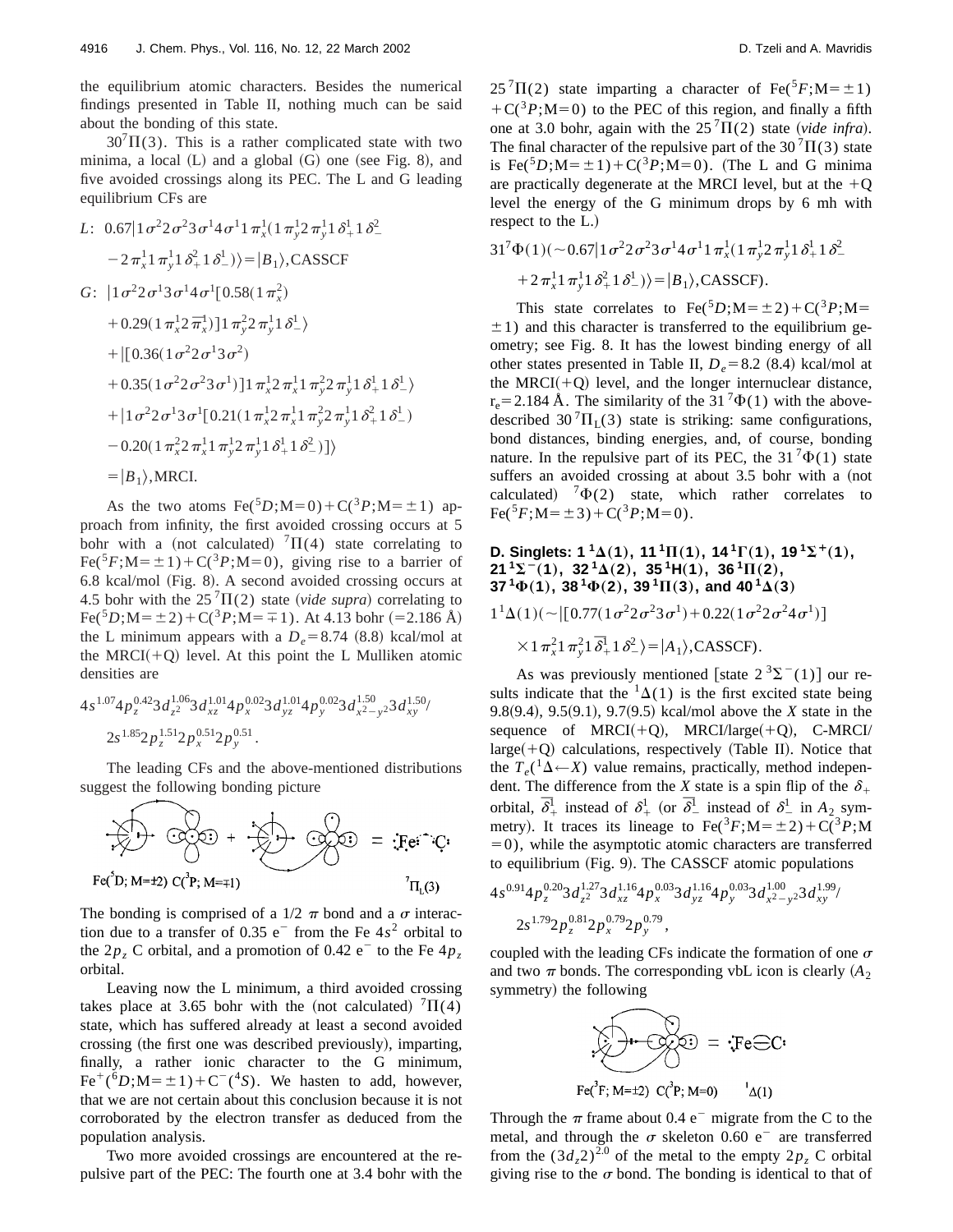the equilibrium atomic characters. Besides the numerical findings presented in Table II, nothing much can be said about the bonding of this state.

$30^7\Pi(3)$. This is a rather complicated state with two minima, a local (L) and a global (G) one (see Fig. 8), and five avoided crossings along its PEC. The L and G leading equilibrium CFs are

$$L:\ 0.67|1\sigma^2 2\sigma^2 3\sigma^1 4\sigma^1 1\pi_x^1(1\pi_y^1 2\pi_y^1 1\delta_+^1 1\delta_-^2 - 2\pi_x^1 1\pi_y^1 1\delta_+^2 1\delta_-^1)\rangle = |B_1\rangle,\text{CASSCF}$$

$$G:\ |1\sigma^2 2\sigma^1 3\sigma^1 4\sigma^1[0.58(1\pi_x^2) + 0.29(1\pi_x^1 2\bar{\pi}_x^1)]1\pi_y^2 2\pi_y^1 1\delta_-^1\rangle + |[0.36(1\sigma^2 2\sigma^1 3\sigma^2) + 0.35(1\sigma^2 2\sigma^2 3\sigma^1)]1\pi_x^1 2\pi_x^1 1\pi_y^2 2\pi_y^1 1\delta_+^1 1\delta_-^1\rangle + |1\sigma^2 2\sigma^1 3\sigma^1[0.21(1\pi_x^1 2\pi_x^1 1\pi_y^2 2\pi_y^1 1\delta_+^2 1\delta_-^1) - 0.20(1\pi_x^2 2\pi_x^1 1\pi_y^1 2\pi_y^1 1\delta_+^1 1\delta_-^2)]\rangle = |B_1\rangle,\text{MRCI.}$$

As the two atoms $Fe(^5D;M=0)+C(^3P;M=\pm1)$ approach from infinity, the first avoided crossing occurs at 5 bohr with a (not calculated) $^7\Pi(4)$ state correlating to $Fe(^5F;M=\pm1)+C(^3P;M=0)$, giving rise to a barrier of 6.8 kcal/mol (Fig. 8). A second avoided crossing occurs at 4.5 bohr with the $25\,^7\Pi(2)$ state (*vide supra*) correlating to $Fe(^5D;M=\pm2)+C(^3P;M=\mp1)$. At 4.13 bohr (=2.186 Å) the L minimum appears with a $D_e=8.74$ (8.8) kcal/mol at the MRCI(+Q) level. At this point the L Mulliken atomic densities are

$$4s^{1.07}4p_z^{0.42}3d_{z^2}^{1.06}3d_{xz}^{1.01}4p_x^{0.02}3d_{yz}^{1.01}4p_y^{0.02}3d_{x^2-y^2}^{1.50}3d_{xy}^{1.50}/\ 2s^{1.85}2p_z^{1.51}2p_x^{0.51}2p_y^{0.51}.$$

The leading CFs and the above-mentioned distributions suggest the following bonding picture

$Fe(^5D;M=\pm2)\ C(^3P;M=\mp1)$ $\quad\quad$ $^7\Pi_L(3)$

The bonding is comprised of a 1/2 $\pi$ bond and a $\sigma$ interaction due to a transfer of 0.35 $e^-$ from the Fe $4s^2$ orbital to the $2p_z$ C orbital, and a promotion of 0.42 $e^-$ to the Fe $4p_z$ orbital.

Leaving now the L minimum, a third avoided crossing takes place at 3.65 bohr with the (not calculated) $^7\Pi(4)$ state, which has suffered already at least a second avoided crossing (the first one was described previously), imparting, finally, a rather ionic character to the G minimum, $Fe^+(^6D;M=\pm1)+C^-(^4S)$. We hasten to add, however, that we are not certain about this conclusion because it is not corroborated by the electron transfer as deduced from the population analysis.

Two more avoided crossings are encountered at the repulsive part of the PEC: The fourth one at 3.4 bohr with the $25\,^7\Pi(2)$ state imparting a character of $Fe(^5F;M=\pm1)+C(^3P;M=0)$ to the PEC of this region, and finally a fifth one at 3.0 bohr, again with the $25\,^7\Pi(2)$ state (*vide infra*). The final character of the repulsive part of the $30\,^7\Pi(3)$ state is $Fe(^5D;M=\pm1)+C(^3P;M=0)$. (The L and G minima are practically degenerate at the MRCI level, but at the +Q level the energy of the G minimum drops by 6 mh with respect to the L.)

$$31^7\Phi(1)(\sim 0.67|1\sigma^2 2\sigma^2 3\sigma^1 4\sigma^1 1\pi_x^1(1\pi_y^1 2\pi_y^1 1\delta_+^1 1\delta_-^2 + 2\pi_x^1 1\pi_y^1 1\delta_+^2 1\delta_-^1)\rangle = |B_1\rangle,\text{CASSCF}).$$

This state correlates to $Fe(^5D;M=\pm2)+C(^3P;M=\pm1)$ and this character is transferred to the equilibrium geometry; see Fig. 8. It has the lowest binding energy of all other states presented in Table II, $D_e=8.2$ (8.4) kcal/mol at the MRCI(+Q) level, and the longer internuclear distance, $r_e=2.184$ Å. The similarity of the $31\,^7\Phi(1)$ with the above-described $30\,^7\Pi_L(3)$ state is striking: same configurations, bond distances, binding energies, and, of course, bonding nature. In the repulsive part of its PEC, the $31\,^7\Phi(1)$ state suffers an avoided crossing at about 3.5 bohr with a (not calculated) $^7\Phi(2)$ state, which rather correlates to $Fe(^5F;M=\pm3)+C(^3P;M=0)$.

### D. Singlets: $1\,^1\Delta(1)$, $11\,^1\Pi(1)$, $14\,^1\Gamma(1)$, $19\,^1\Sigma^+(1)$, $21\,^1\Sigma^-(1)$, $32\,^1\Delta(2)$, $35\,^1H(1)$, $36\,^1\Pi(2)$, $37\,^1\Phi(1)$, $38\,^1\Phi(2)$, $39\,^1\Pi(3)$, and $40\,^1\Delta(3)$

$$1^1\Delta(1)(\sim|[0.77(1\sigma^2 2\sigma^2 3\sigma^1)+0.22(1\sigma^2 2\sigma^2 4\sigma^1)] \times 1\pi_x^2 1\pi_y^2 1\bar{\delta}_+^1 1\delta_-^2\rangle = |A_1\rangle,\text{CASSCF}).$$

As was previously mentioned [state $2\,^3\Sigma^-(1)$] our results indicate that the $^1\Delta(1)$ is the first excited state being 9.8(9.4), 9.5(9.1), 9.7(9.5) kcal/mol above the $X$ state in the sequence of MRCI(+Q), MRCI/large(+Q), C-MRCI/large(+Q) calculations, respectively (Table II). Notice that the $T_e(^1\Delta\leftarrow X)$ value remains, practically, method independent. The difference from the $X$ state is a spin flip of the $\delta_+$ orbital, $\bar{\delta}_+^1$ instead of $\delta_+^1$ (or $\bar{\delta}_-^1$ instead of $\delta_-^1$ in $A_2$ symmetry). It traces its lineage to $Fe(^3F;M=\pm2)+C(^3P;M=0)$, while the asymptotic atomic characters are transferred to equilibrium (Fig. 9). The CASSCF atomic populations

$$4s^{0.91}4p_z^{0.20}3d_{z^2}^{1.27}3d_{xz}^{1.16}4p_x^{0.03}3d_{yz}^{1.16}4p_y^{0.03}3d_{x^2-y^2}^{1.00}3d_{xy}^{1.99}/\ 2s^{1.79}2p_z^{0.81}2p_x^{0.79}2p_y^{0.79},$$

coupled with the leading CFs indicate the formation of one $\sigma$ and two $\pi$ bonds. The corresponding vbL icon is clearly ($A_2$ symmetry) the following

$Fe(^3F;M=\pm2)\ C(^3P;M=0)$ $\quad\quad$ $^1\Delta(1)$

Through the $\pi$ frame about 0.4 $e^-$ migrate from the C to the metal, and through the $\sigma$ skeleton 0.60 $e^-$ are transferred from the $(3d_{z^2})^{2.0}$ of the metal to the empty $2p_z$ C orbital giving rise to the $\sigma$ bond. The bonding is identical to that of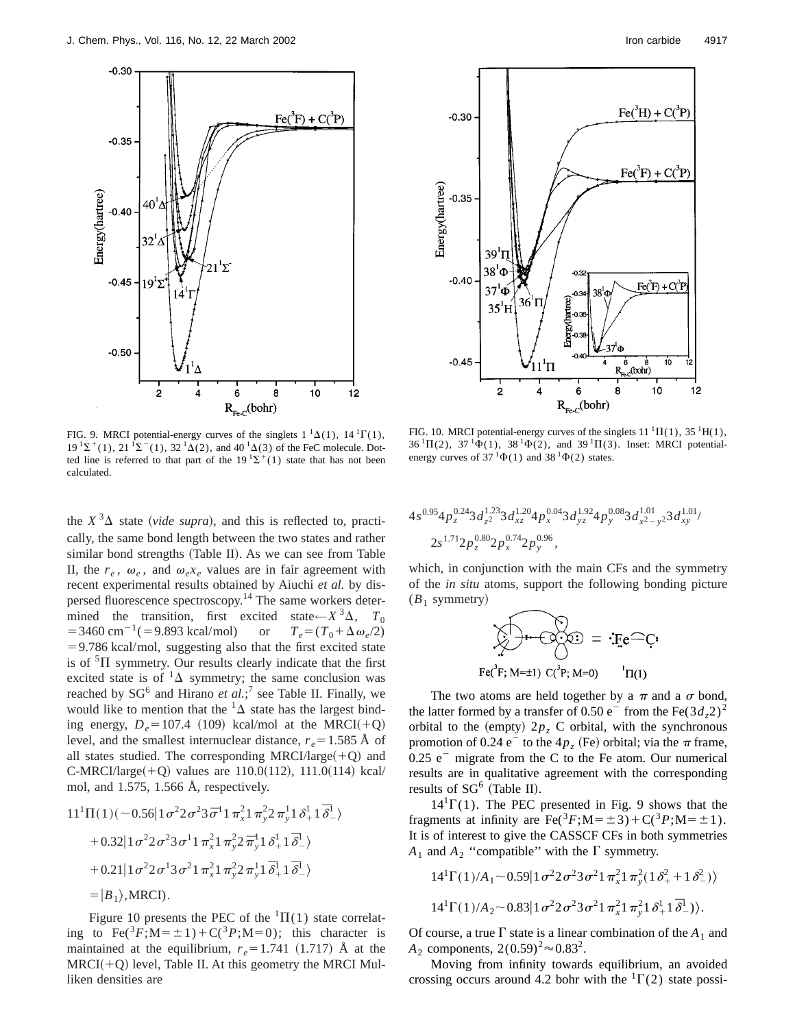FIG. 9. MRCI potential-energy curves of the singlets $1\,^1\Delta(1)$, $14\,^1\Gamma(1)$, $19\,^1\Sigma^+(1)$, $21\,^1\Sigma^-(1)$, $32\,^1\Delta(2)$, and $40\,^1\Delta(3)$ of the FeC molecule. Dotted line is referred to that part of the $19\,^1\Sigma^+(1)$ state that has not been calculated.

FIG. 10. MRCI potential-energy curves of the singlets $11\,^1\Pi(1)$, $35\,^1\mathrm{H}(1)$, $36\,^1\Pi(2)$, $37\,^1\Phi(1)$, $38\,^1\Phi(2)$, and $39\,^1\Pi(3)$. Inset: MRCI potential-energy curves of $37\,^1\Phi(1)$ and $38\,^1\Phi(2)$ states.

the $X\,^3\Delta$ state (*vide supra*), and this is reflected to, practically, the same bond length between the two states and rather similar bond strengths (Table II). As we can see from Table II, the $r_e$, $\omega_e$, and $\omega_e x_e$ values are in fair agreement with recent experimental results obtained by Aiuchi *et al.* by dispersed fluorescence spectroscopy.[14] The same workers determined the transition, first excited state$\leftarrow X\,^3\Delta$, $T_0 = 3460\ \mathrm{cm}^{-1}(=9.893\ \mathrm{kcal/mol})$ or $T_e=(T_0+\Delta\omega_e/2) = 9.786$ kcal/mol, suggesting also that the first excited state is of $^5\Pi$ symmetry. Our results clearly indicate that the first excited state is of $^1\Delta$ symmetry; the same conclusion was reached by SG[6] and Hirano *et al.*;[7] see Table II. Finally, we would like to mention that the $^1\Delta$ state has the largest binding energy, $D_e=107.4$ (109) kcal/mol at the MRCI(+Q) level, and the smallest internuclear distance, $r_e=1.585$ Å of all states studied. The corresponding MRCI/large(+Q) and C-MRCI/large(+Q) values are 110.0(112), 111.0(114) kcal/mol, and 1.575, 1.566 Å, respectively.

$$
\begin{aligned}
11^1\Pi(1)(&\sim 0.56|1\sigma^2 2\sigma^2 3\bar{\sigma}^1 1\pi_x^2 1\pi_y^2 2\pi_y^1 1\delta_+^1 1\bar{\delta}_-^1\rangle \\
&+0.32|1\sigma^2 2\sigma^2 3\sigma^1 1\pi_x^2 1\pi_y^2 2\bar{\pi}_y^1 1\delta_+^1 1\bar{\delta}_-^1\rangle \\
&+0.21|1\sigma^2 2\sigma^1 3\sigma^2 1\pi_x^2 1\pi_y^2 2\pi_y^1 1\bar{\delta}_+^1 1\bar{\delta}_-^1\rangle \\
&=|B_1\rangle,\mathrm{MRCI}).
\end{aligned}
$$

Figure 10 presents the PEC of the $^1\Pi(1)$ state correlating to $\mathrm{Fe}(^3F;M=\pm1)+\mathrm{C}(^3P;M=0)$; this character is maintained at the equilibrium, $r_e=1.741$ (1.717) Å at the MRCI(+Q) level, Table II. At this geometry the MRCI Mulliken densities are

$$
4s^{0.95}4p_z^{0.24}3d_{z^2}^{1.23}3d_{xz}^{1.20}4p_x^{0.04}3d_{yz}^{1.92}4p_y^{0.08}3d_{x^2-y^2}^{1.01}3d_{xy}^{1.01}/\\
2s^{1.71}2p_z^{0.80}2p_x^{0.74}2p_y^{0.96},
$$

which, in conjunction with the main CFs and the symmetry of the *in situ* atoms, support the following bonding picture ($B_1$ symmetry)

$\mathrm{Fe}(^3F; M=\pm1)$ $\mathrm{C}(^3P; M=0)$ $^1\Pi(1)$

The two atoms are held together by a $\pi$ and a $\sigma$ bond, the latter formed by a transfer of 0.50 e$^-$ from the $\mathrm{Fe}(3d_z2)^2$ orbital to the (empty) $2p_z$ C orbital, with the synchronous promotion of 0.24 e$^-$ to the $4p_z$ (Fe) orbital; via the $\pi$ frame, 0.25 e$^-$ migrate from the C to the Fe atom. Our numerical results are in qualitative agreement with the corresponding results of SG[6] (Table II).

$14^1\Gamma(1)$. The PEC presented in Fig. 9 shows that the fragments at infinity are $\mathrm{Fe}(^3F;M=\pm3)+\mathrm{C}(^3P;M=\pm1)$. It is of interest to give the CASSCF CFs in both symmetries $A_1$ and $A_2$ "compatible" with the $\Gamma$ symmetry.

$$
14^1\Gamma(1)/A_1 \sim 0.59|1\sigma^2 2\sigma^2 3\sigma^2 1\pi_x^2 1\pi_y^2(1\delta_+^2+1\delta_-^2)\rangle
$$

$$
14^1\Gamma(1)/A_2 \sim 0.83|1\sigma^2 2\sigma^2 3\sigma^2 1\pi_x^2 1\pi_y^2 1\delta_+^1 1\bar{\delta}_-^1)\rangle.
$$

Of course, a true $\Gamma$ state is a linear combination of the $A_1$ and $A_2$ components, $2(0.59)^2\approx 0.83^2$.

Moving from infinity towards equilibrium, an avoided crossing occurs around 4.2 bohr with the $^1\Gamma(2)$ state possi-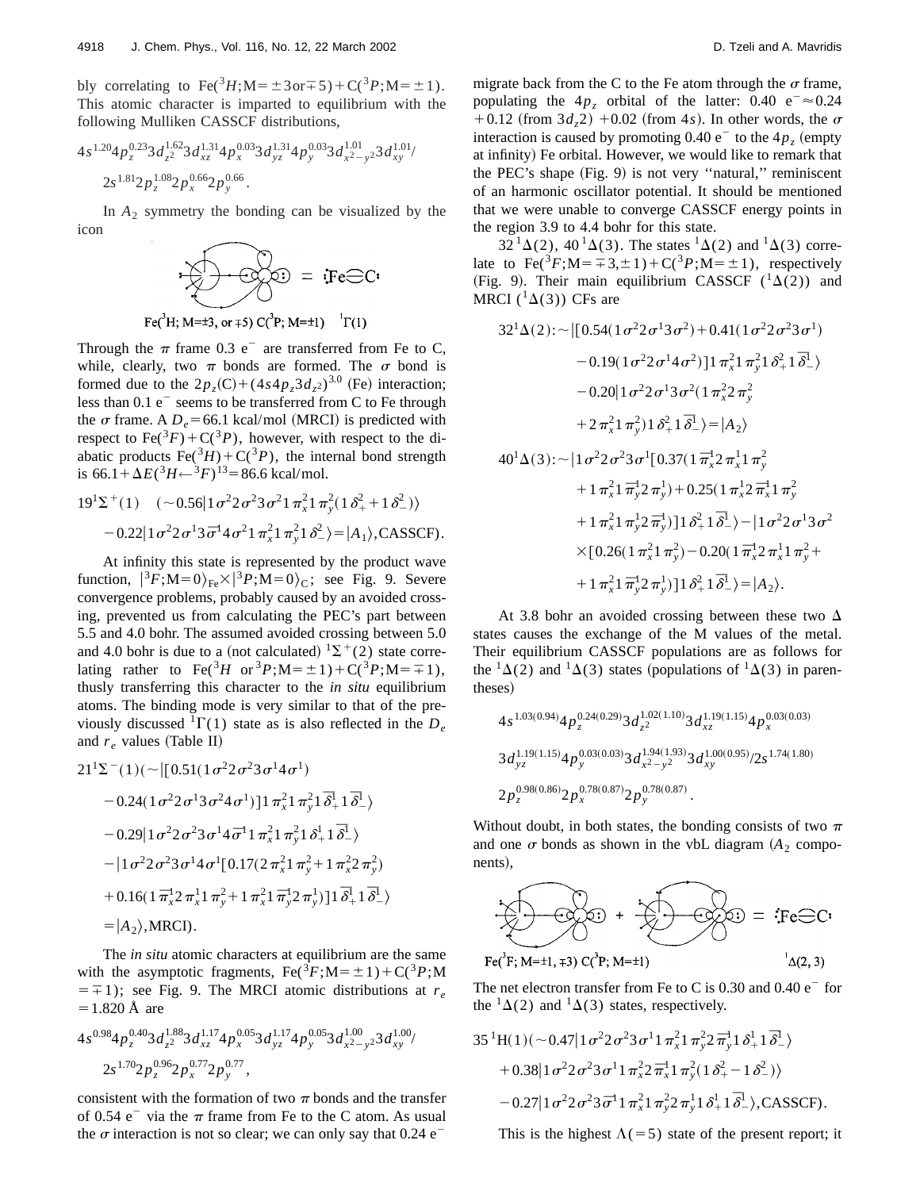bly correlating to $Fe(^3H; M=\pm 3 \text{ or } \mp 5)+C(^3P; M=\pm 1)$. This atomic character is imparted to equilibrium with the following Mulliken CASSCF distributions,

$$4s^{1.20}4p_z^{0.23}3d_{z^2}^{1.62}3d_{xz}^{1.31}4p_x^{0.03}3d_{yz}^{1.31}4p_y^{0.03}3d_{x^2-y^2}^{1.01}3d_{xy}^{1.01}/$$
$$2s^{1.81}2p_z^{1.08}2p_x^{0.66}2p_y^{0.66}.$$

In $A_2$ symmetry the bonding can be visualized by the icon

$Fe(^3H; M=\pm 3, \text{ or } \mp 5)$ $C(^3P; M=\pm 1)$ $= :Fe\!\!=\!\!C:$ $^1\Gamma(1)$

Through the $\pi$ frame 0.3 e$^-$ are transferred from Fe to C, while, clearly, two $\pi$ bonds are formed. The $\sigma$ bond is formed due to the $2p_z(C)+(4s4p_z3d_{z^2})^{3.0}$ (Fe) interaction; less than 0.1 e$^-$ seems to be transferred from C to Fe through the $\sigma$ frame. A $D_e=66.1$ kcal/mol (MRCI) is predicted with respect to $Fe(^3F)+C(^3P)$, however, with respect to the diabatic products $Fe(^3H)+C(^3P)$, the internal bond strength is $66.1+\Delta E(^3H\leftarrow{}^3F)^{13}=86.6$ kcal/mol.

$$19\,^1\Sigma^+(1) \quad (\sim 0.56|1\sigma^2 2\sigma^2 3\sigma^2 1\pi_x^2 1\pi_y^2(1\delta_+^2+1\delta_-^2)\rangle$$
$$-0.22|1\sigma^2 2\sigma^1 3\bar{\sigma}^1 4\sigma^2 1\pi_x^2 1\pi_y^2 1\delta_-^2\rangle = |A_1\rangle, \text{CASSCF}).$$

At infinity this state is represented by the product wave function, $|^3F; M=0\rangle_{Fe}\times|^3P; M=0\rangle_C$; see Fig. 9. Severe convergence problems, probably caused by an avoided crossing, prevented us from calculating the PEC's part between 5.5 and 4.0 bohr. The assumed avoided crossing between 5.0 and 4.0 bohr is due to a (not calculated) $^1\Sigma^+(2)$ state correlating rather to $Fe(^3H \text{ or } ^3P; M=\pm 1)+C(^3P; M=\mp 1)$, thusly transferring this character to the *in situ* equilibrium atoms. The binding mode is very similar to that of the previously discussed $^1\Gamma(1)$ state as is also reflected in the $D_e$ and $r_e$ values (Table II)

$$21\,^1\Sigma^-(1)(\sim|[0.51(1\sigma^2 2\sigma^2 3\sigma^1 4\sigma^1)$$
$$-0.24(1\sigma^2 2\sigma^1 3\sigma^2 4\sigma^1)]1\pi_x^2 1\pi_y^2 1\bar{\delta}_+^1 1\bar{\delta}_-^1\rangle$$
$$-0.29|1\sigma^2 2\sigma^2 3\sigma^1 4\bar{\sigma}^1 1\pi_x^2 1\pi_y^2 1\delta_+^1 1\bar{\delta}_-^1\rangle$$
$$-|1\sigma^2 2\sigma^2 3\sigma^1 4\sigma^1[0.17(2\pi_x^2 1\pi_y^2+1\pi_x^2 2\pi_y^2)$$
$$+0.16(1\bar{\pi}_x^1 2\pi_x^1 1\pi_y^2+1\pi_x^2 1\bar{\pi}_y^1 2\pi_y^1)]1\bar{\delta}_+^1 1\bar{\delta}_-^1\rangle$$
$$=|A_2\rangle, \text{MRCI}).$$

The *in situ* atomic characters at equilibrium are the same with the asymptotic fragments, $Fe(^3F; M=\pm 1)+C(^3P; M=\mp 1)$; see Fig. 9. The MRCI atomic distributions at $r_e=1.820$ Å are

$$4s^{0.98}4p_z^{0.40}3d_{z^2}^{1.88}3d_{xz}^{1.17}4p_x^{0.05}3d_{yz}^{1.17}4p_y^{0.05}3d_{x^2-y^2}^{1.00}3d_{xy}^{1.00}/$$
$$2s^{1.70}2p_z^{0.96}2p_x^{0.77}2p_y^{0.77},$$

consistent with the formation of two $\pi$ bonds and the transfer of 0.54 e$^-$ via the $\pi$ frame from Fe to the C atom. As usual the $\sigma$ interaction is not so clear; we can only say that 0.24 e$^-$ migrate back from the C to the Fe atom through the $\sigma$ frame, populating the $4p_z$ orbital of the latter: 0.40 e$^-\approx 0.24+0.12$ (from $3d_z2$) $+0.02$ (from $4s$). In other words, the $\sigma$ interaction is caused by promoting 0.40 e$^-$ to the $4p_z$ (empty at infinity) Fe orbital. However, we would like to remark that the PEC's shape (Fig. 9) is not very "natural," reminiscent of an harmonic oscillator potential. It should be mentioned that we were unable to converge CASSCF energy points in the region 3.9 to 4.4 bohr for this state.

$32\,^1\Delta(2)$, $40\,^1\Delta(3)$. The states $^1\Delta(2)$ and $^1\Delta(3)$ correlate to $Fe(^3F; M=\mp 3, \pm 1)+C(^3P; M=\pm 1)$, respectively (Fig. 9). Their main equilibrium CASSCF ($^1\Delta(2)$) and MRCI ($^1\Delta(3)$) CFs are

$$32\,^1\Delta(2):\sim|[0.54(1\sigma^2 2\sigma^1 3\sigma^2)+0.41(1\sigma^2 2\sigma^2 3\sigma^1)$$
$$-0.19(1\sigma^2 2\sigma^1 4\sigma^2)]1\pi_x^2 1\pi_y^2 1\delta_+^2 1\bar{\delta}_-^1\rangle$$
$$-0.20|1\sigma^2 2\sigma^1 3\sigma^2(1\pi_x^2 2\pi_y^2$$
$$+2\pi_x^2 1\pi_y^2)1\delta_+^2 1\bar{\delta}_-^1\rangle = |A_2\rangle$$

$$40\,^1\Delta(3):\sim|1\sigma^2 2\sigma^2 3\sigma^1[0.37(1\bar{\pi}_x^1 2\pi_x^1 1\pi_y^2$$
$$+1\pi_x^2 1\bar{\pi}_y^1 2\pi_y^1)+0.25(1\pi_x^1 2\bar{\pi}_x^1 1\pi_y^2$$
$$+1\pi_x^2 1\pi_y^1 2\bar{\pi}_y^1)]1\delta_+^2 1\bar{\delta}_-^1\rangle - |1\sigma^2 2\sigma^1 3\sigma^2$$
$$\times[0.26(1\pi_x^2 1\pi_y^2)-0.20(1\bar{\pi}_x^1 2\pi_x^1 1\pi_y^2+$$
$$+1\pi_x^2 1\bar{\pi}_y^1 2\pi_y^1)]1\delta_+^2 1\bar{\delta}_-^1\rangle = |A_2\rangle.$$

At 3.8 bohr an avoided crossing between these two $\Delta$ states causes the exchange of the M values of the metal. Their equilibrium CASSCF populations are as follows for the $^1\Delta(2)$ and $^1\Delta(3)$ states (populations of $^1\Delta(3)$ in parentheses)

$$4s^{1.03(0.94)}4p_z^{0.24(0.29)}3d_{z^2}^{1.02(1.10)}3d_{xz}^{1.19(1.15)}4p_x^{0.03(0.03)}$$
$$3d_{yz}^{1.19(1.15)}4p_y^{0.03(0.03)}3d_{x^2-y^2}^{1.94(1.93)}3d_{xy}^{1.00(0.95)}/2s^{1.74(1.80)}$$
$$2p_z^{0.98(0.86)}2p_x^{0.78(0.87)}2p_y^{0.78(0.87)}.$$

Without doubt, in both states, the bonding consists of two $\pi$ and one $\sigma$ bonds as shown in the vbL diagram ($A_2$ components),

$Fe(^3F; M=\pm 1, \mp 3)$ $C(^3P; M=\pm 1)$ $= :Fe\!\!=\!\!C:$ $^1\Delta(2,3)$

The net electron transfer from Fe to C is 0.30 and 0.40 e$^-$ for the $^1\Delta(2)$ and $^1\Delta(3)$ states, respectively.

$$35\,^1H(1)(\sim 0.47|1\sigma^2 2\sigma^2 3\sigma^1 1\pi_x^2 1\pi_y^2 2\bar{\pi}_y^1 1\delta_+^1 1\bar{\delta}_-^1\rangle$$
$$+0.38|1\sigma^2 2\sigma^2 3\sigma^1 1\pi_x^2 2\bar{\pi}_x^1 1\pi_y^2(1\delta_+^2-1\delta_-^2)\rangle$$
$$-0.27|1\sigma^2 2\sigma^2 3\bar{\sigma}^1 1\pi_x^2 1\pi_y^2 2\pi_y^1 1\delta_+^1 1\bar{\delta}_-^1\rangle, \text{CASSCF}).$$

This is the highest $\Lambda(=5)$ state of the present report; it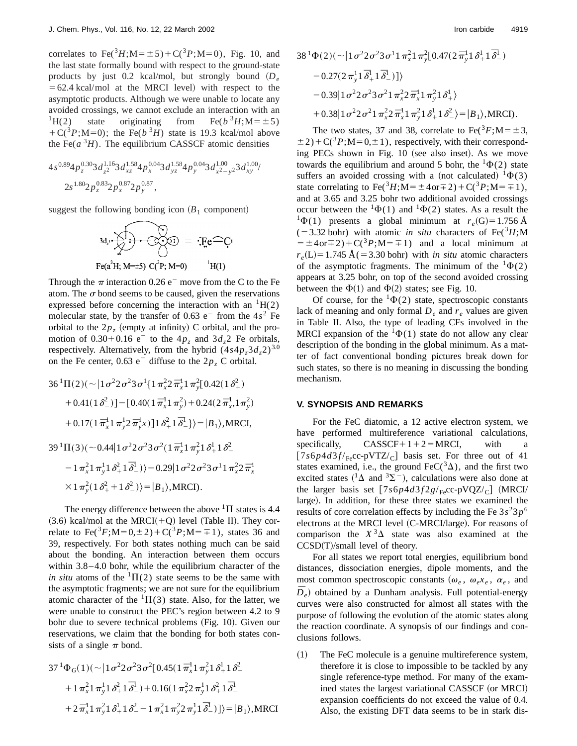correlates to $Fe(^3H;M=\pm 5)+C(^3P;M=0)$, Fig. 10, and the last state formally bound with respect to the ground-state products by just 0.2 kcal/mol, but strongly bound ($D_e$ $=62.4$ kcal/mol at the MRCI level) with respect to the asymptotic products. Although we were unable to locate any avoided crossings, we cannot exclude an interaction with an $^1H(2)$ state originating from $Fe(b\,^3H;M=\pm 5)$ $+C(^3P;M=0)$; the $Fe(b\,^3H)$ state is 19.3 kcal/mol above the $Fe(a\,^3H)$. The equilibrium CASSCF atomic densities

$$4s^{0.89}4p_z^{0.30}3d_{z^2}^{1.16}3d_{xz}^{1.58}4p_x^{0.04}3d_{yz}^{1.58}4p_y^{0.04}3d_{x^2-y^2}^{1.00}3d_{xy}^{1.00}/$$
$$2s^{1.80}2p_z^{0.83}2p_x^{0.87}2p_y^{0.87},$$

suggest the following bonding icon ($B_1$ component)

$3d_{z^2}$ ... $= \;\dot{:}\mathrm{Fe}\frown\dot{\mathrm{C}}\dot{:}$

Fe($a^3$H; M=±5) C($^3$P; M=0) $^1$H(1)

Through the $\pi$ interaction 0.26 e$^-$ move from the C to the Fe atom. The $\sigma$ bond seems to be caused, given the reservations expressed before concerning the interaction with an $^1H(2)$ molecular state, by the transfer of 0.63 e$^-$ from the $4s^2$ Fe orbital to the $2p_z$ (empty at infinity) C orbital, and the promotion of $0.30+0.16$ e$^-$ to the $4p_z$ and $3d_z2$ Fe orbitals, respectively. Alternatively, from the hybrid $(4s4p_z3d_z2)^{3.0}$ on the Fe center, 0.63 e$^-$ diffuse to the $2p_z$ C orbital.

$$36\;^1\Pi(2)(\sim|1\sigma^2 2\sigma^2 3\sigma^1\{1\pi_x^2 2\bar{\pi}_x^1 1\pi_y^2[0.42(1\delta_+^2) + 0.41(1\delta_-^2)] - [0.40(1\bar{\pi}_x^1 1\pi_y^2) + 0.24(2\bar{\pi}_x^1, 1\pi_y^2) + 0.17(1\bar{\pi}_x^1 1\pi_y^1 2\bar{\pi}_y^1 x)]1\delta_+^2 1\bar{\delta}_-^1\}\rangle = |B_1\rangle, \text{MRCI},$$

$$39\;^1\Pi(3)(\sim 0.44|1\sigma^2 2\sigma^2 3\sigma^2(1\bar{\pi}_x^1 1\pi_y^2 1\delta_+^1 1\delta_-^2 - 1\pi_x^2 1\pi_y^1 1\delta_+^2 1\bar{\delta}_-^1)\rangle - 0.29|1\sigma^2 2\sigma^2 3\sigma^1 1\pi_x^2 2\bar{\pi}_x^1 \times 1\pi_y^2(1\delta_+^2 + 1\delta_-^2)\rangle = |B_1\rangle, \text{MRCI}).$$

The energy difference between the above $^1\Pi$ states is 4.4 (3.6) kcal/mol at the MRCI(+Q) level (Table II). They correlate to $Fe(^3F;M=0,\pm 2)+C(^3P;M=\mp 1)$, states 36 and 39, respectively. For both states nothing much can be said about the bonding. An interaction between them occurs within 3.8–4.0 bohr, while the equilibrium character of the *in situ* atoms of the $^1\Pi(2)$ state seems to be the same with the asymptotic fragments; we are not sure for the equilibrium atomic character of the $^1\Pi(3)$ state. Also, for the latter, we were unable to construct the PEC's region between 4.2 to 9 bohr due to severe technical problems (Fig. 10). Given our reservations, we claim that the bonding for both states consists of a single $\pi$ bond.

$$37\;^1\Phi_G(1)(\sim|1\sigma^2 2\sigma^2 3\sigma^2[0.45(1\bar{\pi}_x^1 1\pi_y^2 1\delta_+^1 1\delta_-^2 + 1\pi_x^2 1\pi_y^1 1\delta_+^2 1\bar{\delta}_-^1) + 0.16(1\pi_x^2 2\pi_y^1 1\delta_+^2 1\bar{\delta}_-^1 + 2\bar{\pi}_x^1 1\pi_y^2 1\delta_+^1 1\delta_-^2 - 1\pi_x^2 1\pi_y^2 2\pi_y^1 1\bar{\delta}_-^1)]\rangle = |B_1\rangle, \text{MRCI}$$

$$38\;^1\Phi(2)(\sim|1\sigma^2 2\sigma^2 3\sigma^1 1\pi_x^2 1\pi_y^2[0.47(2\bar{\pi}_y^1 1\delta_+^1 1\bar{\delta}_-^1) - 0.27(2\pi_y^1 1\bar{\delta}_+^1 1\bar{\delta}_-^1)]\rangle - 0.39|1\sigma^2 2\sigma^2 3\sigma^2 1\pi_x^2 2\bar{\pi}_x^1 1\pi_y^2 1\delta_+^1\rangle + 0.38|1\sigma^2 2\sigma^2 1\pi_x^2 2\bar{\pi}_x^1 1\pi_y^2 1\delta_+^1 1\delta_-^2\rangle = |B_1\rangle, \text{MRCI}).$$

The two states, 37 and 38, correlate to $Fe(^3F;M=\pm 3, \pm 2)+C(^3P;M=0,\pm 1)$, respectively, with their corresponding PECs shown in Fig. 10 (see also inset). As we move towards the equilibrium and around 5 bohr, the $^1\Phi(2)$ state suffers an avoided crossing with a (not calculated) $^1\Phi(3)$ state correlating to $Fe(^3H;M=\pm 4\,\text{or}\mp 2)+C(^3P;M=\mp 1)$, and at 3.65 and 3.25 bohr two additional avoided crossings occur between the $^1\Phi(1)$ and $^1\Phi(2)$ states. As a result the $^1\Phi(1)$ presents a global minimum at $r_e(G)=1.756$ Å ($=3.32$ bohr) with atomic *in situ* characters of $Fe(^3H;M=\pm 4\,\text{or}\mp 2)+C(^3P;M=\mp 1)$ and a local minimum at $r_e(L)=1.745$ Å ($=3.30$ bohr) with *in situ* atomic characters of the asymptotic fragments. The minimum of the $^1\Phi(2)$ appears at 3.25 bohr, on top of the second avoided crossing between the $\Phi(1)$ and $\Phi(2)$ states; see Fig. 10.

Of course, for the $^1\Phi(2)$ state, spectroscopic constants lack of meaning and only formal $D_e$ and $r_e$ values are given in Table II. Also, the type of leading CFs involved in the MRCI expansion of the $^1\Phi(1)$ state do not allow any clear description of the bonding in the global minimum. As a matter of fact conventional bonding pictures break down for such states, so there is no meaning in discussing the bonding mechanism.

## V. SYNOPSIS AND REMARKS

For the FeC diatomic, a 12 active electron system, we have performed multireference variational calculations, specifically, CASSCF+1+2=MRCI, with a $[7s6p4d3f/_{\text{Fe}}\text{cc-pVTZ}/_{\text{C}}]$ basis set. For three out of 41 states examined, i.e., the ground $FeC(^3\Delta)$, and the first two excited states ($^1\Delta$ and $^3\Sigma^-$), calculations were also done at the larger basis set $[7s6p4d3f2g/_{\text{Fe}}\text{cc-pVQZ}/_{\text{C}}]$ (MRCI/large). In addition, for these three states we examined the results of core correlation effects by including the Fe $3s^2 3p^6$ electrons at the MRCI level (C-MRCI/large). For reasons of comparison the $X\,^3\Delta$ state was also examined at the CCSD(T)/small level of theory.

For all states we report total energies, equilibrium bond distances, dissociation energies, dipole moments, and the most common spectroscopic constants ($\omega_e$, $\omega_e x_e$, $\alpha_e$, and $\bar{D}_e$) obtained by a Dunham analysis. Full potential-energy curves were also constructed for almost all states with the purpose of following the evolution of the atomic states along the reaction coordinate. A synopsis of our findings and conclusions follows.

(1) The FeC molecule is a genuine multireference system, therefore it is close to impossible to be tackled by any single reference-type method. For many of the examined states the largest variational CASSCF (or MRCI) expansion coefficients do not exceed the value of 0.4. Also, the existing DFT data seems to be in stark dis-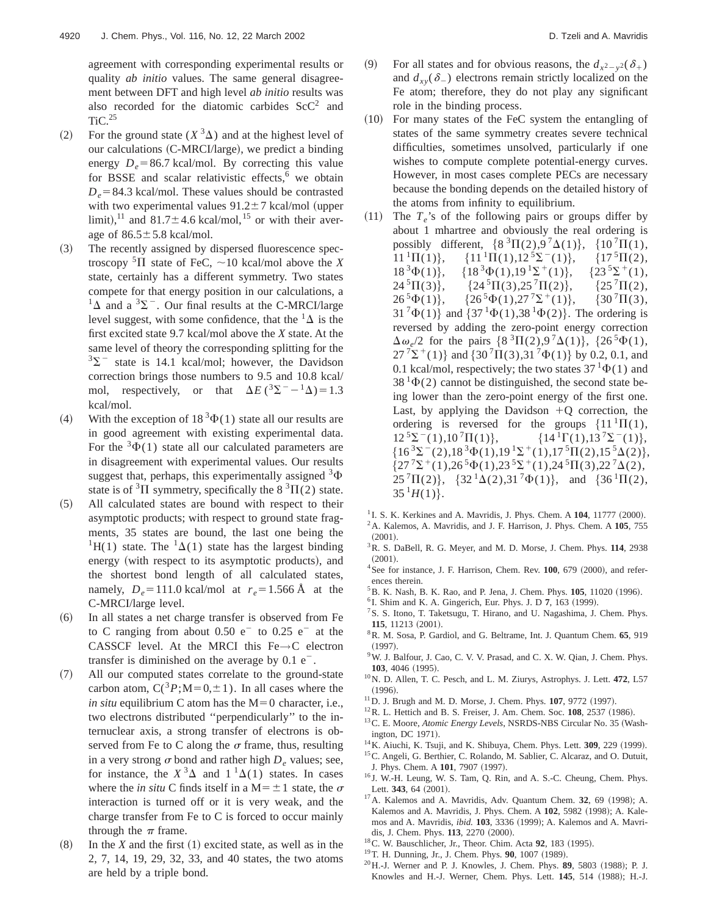agreement with corresponding experimental results or quality *ab initio* values. The same general disagreement between DFT and high level *ab initio* results was also recorded for the diatomic carbides $ScC^2$ and TiC.[25]

(2) For the ground state ($X\,^3\Delta$) and at the highest level of our calculations (C-MRCI/large), we predict a binding energy $D_e = 86.7$ kcal/mol. By correcting this value for BSSE and scalar relativistic effects,[6] we obtain $D_e = 84.3$ kcal/mol. These values should be contrasted with two experimental values $91.2 \pm 7$ kcal/mol (upper limit),[11] and $81.7 \pm 4.6$ kcal/mol,[15] or with their average of $86.5 \pm 5.8$ kcal/mol.

(3) The recently assigned by dispersed fluorescence spectroscopy $^5\Pi$ state of FeC, ~10 kcal/mol above the *X* state, certainly has a different symmetry. Two states compete for that energy position in our calculations, a $^1\Delta$ and a $^3\Sigma^-$. Our final results at the C-MRCI/large level suggest, with some confidence, that the $^1\Delta$ is the first excited state 9.7 kcal/mol above the *X* state. At the same level of theory the corresponding splitting for the $^3\Sigma^-$ state is 14.1 kcal/mol; however, the Davidson correction brings those numbers to 9.5 and 10.8 kcal/mol, respectively, or that $\Delta E(^3\Sigma^- - {}^1\Delta) = 1.3$ kcal/mol.

(4) With the exception of $18\,^3\Phi(1)$ state all our results are in good agreement with existing experimental data. For the $^3\Phi(1)$ state all our calculated parameters are in disagreement with experimental values. Our results suggest that, perhaps, this experimentally assigned $^3\Phi$ state is of $^3\Pi$ symmetry, specifically the $8\,^3\Pi(2)$ state.

(5) All calculated states are bound with respect to their asymptotic products; with respect to ground state fragments, 35 states are bound, the last one being the $^1H(1)$ state. The $^1\Delta(1)$ state has the largest binding energy (with respect to its asymptotic products), and the shortest bond length of all calculated states, namely, $D_e = 111.0$ kcal/mol at $r_e = 1.566$ Å at the C-MRCI/large level.

(6) In all states a net charge transfer is observed from Fe to C ranging from about 0.50 $e^-$ to 0.25 $e^-$ at the CASSCF level. At the MRCI this Fe→C electron transfer is diminished on the average by 0.1 $e^-$.

(7) All our computed states correlate to the ground-state carbon atom, $C(^3P; M=0,\pm 1)$. In all cases where the *in situ* equilibrium C atom has the M=0 character, i.e., two electrons distributed "perpendicularly" to the internuclear axis, a strong transfer of electrons is observed from Fe to C along the $\sigma$ frame, thus, resulting in a very strong $\sigma$ bond and rather high $D_e$ values; see, for instance, the $X\,^3\Delta$ and $1\,^1\Delta(1)$ states. In cases where the *in situ* C finds itself in a $M=\pm 1$ state, the $\sigma$ interaction is turned off or it is very weak, and the charge transfer from Fe to C is forced to occur mainly through the $\pi$ frame.

(8) In the *X* and the first (1) excited state, as well as in the 2, 7, 14, 19, 29, 32, 33, and 40 states, the two atoms are held by a triple bond.

(9) For all states and for obvious reasons, the $d_{x^2-y^2}(\delta_+)$ and $d_{xy}(\delta_-)$ electrons remain strictly localized on the Fe atom; therefore, they do not play any significant role in the binding process.

(10) For many states of the FeC system the entangling of states of the same symmetry creates severe technical difficulties, sometimes unsolved, particularly if one wishes to compute complete potential-energy curves. However, in most cases complete PECs are necessary because the bonding depends on the detailed history of the atoms from infinity to equilibrium.

(11) The $T_e$'s of the following pairs or groups differ by about 1 mhartree and obviously the real ordering is possibly different, $\{8\,^3\Pi(2), 9\,^7\Delta(1)\}$, $\{10\,^7\Pi(1), 11\,^1\Pi(1)\}$, $\{11\,^1\Pi(1), 12\,^5\Sigma^-(1)\}$, $\{17\,^5\Pi(2), 18\,^3\Phi(1)\}$, $\{18\,^3\Phi(1), 19\,^1\Sigma^+(1)\}$, $\{23\,^5\Sigma^+(1), 24\,^5\Pi(3)\}$, $\{24\,^5\Pi(3), 25\,^7\Pi(2)\}$, $\{25\,^7\Pi(2), 26\,^5\Phi(1)\}$, $\{26\,^5\Phi(1), 27\,^7\Sigma^+(1)\}$, $\{30\,^7\Pi(3), 31\,^7\Phi(1)\}$ and $\{37\,^1\Phi(1), 38\,^1\Phi(2)\}$. The ordering is reversed by adding the zero-point energy correction $\Delta\omega_e/2$ for the pairs $\{8\,^3\Pi(2), 9\,^7\Delta(1)\}$, $\{26\,^5\Phi(1), 27\,^7\Sigma^+(1)\}$ and $\{30\,^7\Pi(3), 31\,^7\Phi(1)\}$ by 0.2, 0.1, and 0.1 kcal/mol, respectively; the two states $37\,^1\Phi(1)$ and $38\,^1\Phi(2)$ cannot be distinguished, the second state being lower than the zero-point energy of the first one. Last, by applying the Davidson +Q correction, the ordering is reversed for the groups $\{11\,^1\Pi(1), 12\,^5\Sigma^-(1), 10\,^7\Pi(1)\}$, $\{14\,^1\Gamma(1), 13\,^7\Sigma^-(1)\}$, $\{16\,^3\Sigma^-(2), 18\,^3\Phi(1), 19\,^1\Sigma^+(1), 17\,^5\Pi(2), 15\,^5\Delta(2)\}$, $\{27\,^7\Sigma^+(1), 26\,^5\Phi(1), 23\,^5\Sigma^+(1), 24\,^5\Pi(3), 22\,^7\Delta(2), 25\,^7\Pi(2)\}$, $\{32\,^1\Delta(2), 31\,^7\Phi(1)\}$, and $\{36\,^1\Pi(2), 35\,^1H(1)\}$.

[1] I. S. K. Kerkines and A. Mavridis, J. Phys. Chem. A **104**, 11777 (2000).
[2] A. Kalemos, A. Mavridis, and J. F. Harrison, J. Phys. Chem. A **105**, 755 (2001).
[3] R. S. DaBell, R. G. Meyer, and M. D. Morse, J. Chem. Phys. **114**, 2938 (2001).
[4] See for instance, J. F. Harrison, Chem. Rev. **100**, 679 (2000), and references therein.
[5] B. K. Nash, B. K. Rao, and P. Jena, J. Chem. Phys. **105**, 11020 (1996).
[6] I. Shim and K. A. Gingerich, Eur. Phys. J. D **7**, 163 (1999).
[7] S. S. Itono, T. Taketsugu, T. Hirano, and U. Nagashima, J. Chem. Phys. **115**, 11213 (2001).
[8] R. M. Sosa, P. Gardiol, and G. Beltrame, Int. J. Quantum Chem. **65**, 919 (1997).
[9] W. J. Balfour, J. Cao, C. V. V. Prasad, and C. X. W. Qian, J. Chem. Phys. **103**, 4046 (1995).
[10] N. D. Allen, T. C. Pesch, and L. M. Ziurys, Astrophys. J. Lett. **472**, L57 (1996).
[11] D. J. Brugh and M. D. Morse, J. Chem. Phys. **107**, 9772 (1997).
[12] R. L. Hettich and B. S. Freiser, J. Am. Chem. Soc. **108**, 2537 (1986).
[13] C. E. Moore, *Atomic Energy Levels*, NSRDS-NBS Circular No. 35 (Washington, DC 1971).
[14] K. Aiuchi, K. Tsuji, and K. Shibuya, Chem. Phys. Lett. **309**, 229 (1999).
[15] C. Angeli, G. Berthier, C. Rolando, M. Sablier, C. Alcaraz, and O. Dutuit, J. Phys. Chem. A **101**, 7907 (1997).
[16] J. W.-H. Leung, W. S. Tam, Q. Rin, and A. S.-C. Cheung, Chem. Phys. Lett. **343**, 64 (2001).
[17] A. Kalemos and A. Mavridis, Adv. Quantum Chem. **32**, 69 (1998); A. Kalemos and A. Mavridis, J. Phys. Chem. A **102**, 5982 (1998); A. Kalemos and A. Mavridis, *ibid.* **103**, 3336 (1999); A. Kalemos and A. Mavridis, J. Chem. Phys. **113**, 2270 (2000).
[18] C. W. Bauschlicher, Jr., Theor. Chim. Acta **92**, 183 (1995).
[19] T. H. Dunning, Jr., J. Chem. Phys. **90**, 1007 (1989).
[20] H.-J. Werner and P. J. Knowles, J. Chem. Phys. **89**, 5803 (1988); P. J. Knowles and H.-J. Werner, Chem. Phys. Lett. **145**, 514 (1988); H.-J.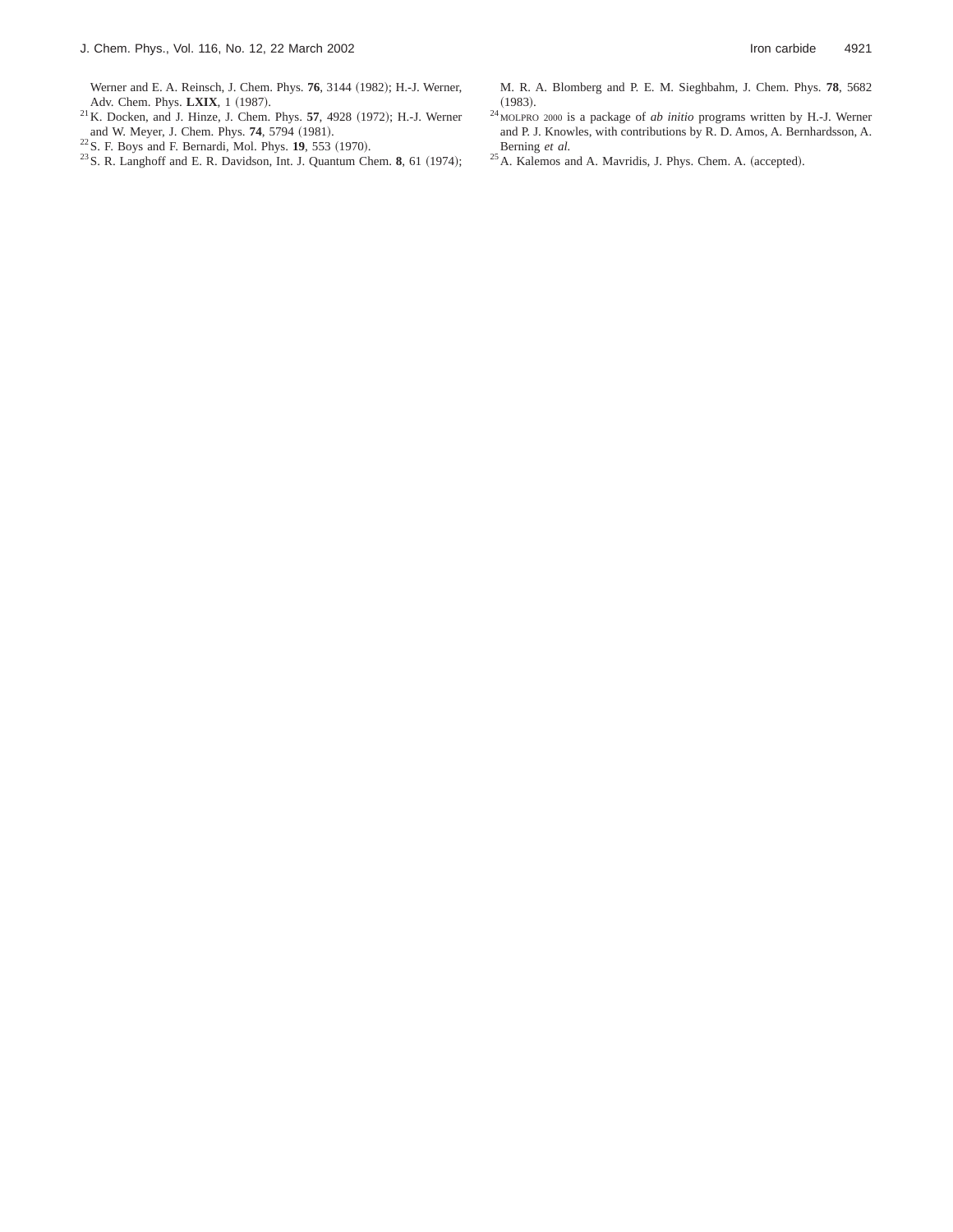Werner and E. A. Reinsch, J. Chem. Phys. **76**, 3144 (1982); H.-J. Werner, Adv. Chem. Phys. **LXIX**, 1 (1987).

[21] K. Docken, and J. Hinze, J. Chem. Phys. **57**, 4928 (1972); H.-J. Werner and W. Meyer, J. Chem. Phys. **74**, 5794 (1981).

[22] S. F. Boys and F. Bernardi, Mol. Phys. **19**, 553 (1970).

[23] S. R. Langhoff and E. R. Davidson, Int. J. Quantum Chem. **8**, 61 (1974); M. R. A. Blomberg and P. E. M. Sieghbahm, J. Chem. Phys. **78**, 5682 (1983).

[24] MOLPRO 2000 is a package of *ab initio* programs written by H.-J. Werner and P. J. Knowles, with contributions by R. D. Amos, A. Bernhardsson, A. Berning *et al.*

[25] A. Kalemos and A. Mavridis, J. Phys. Chem. A. (accepted).